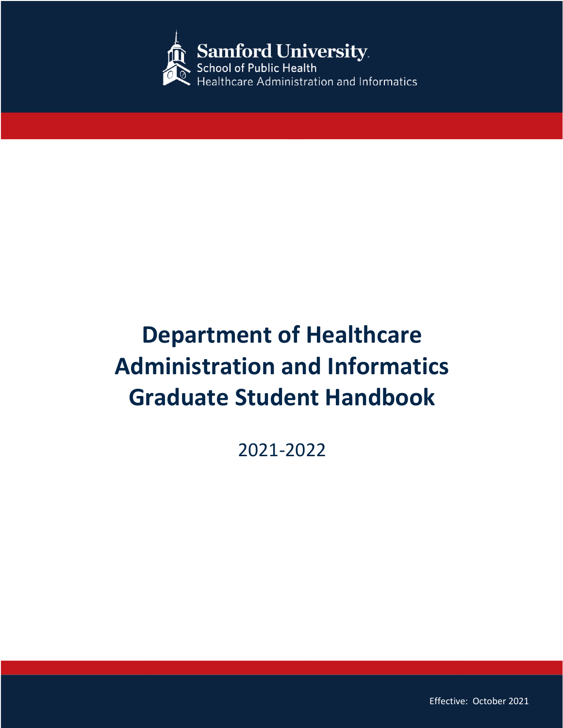Samford University
School of Public Health
Healthcare Administration and Informatics

# Department of Healthcare Administration and Informatics Graduate Student Handbook

2021-2022

Effective: October 2021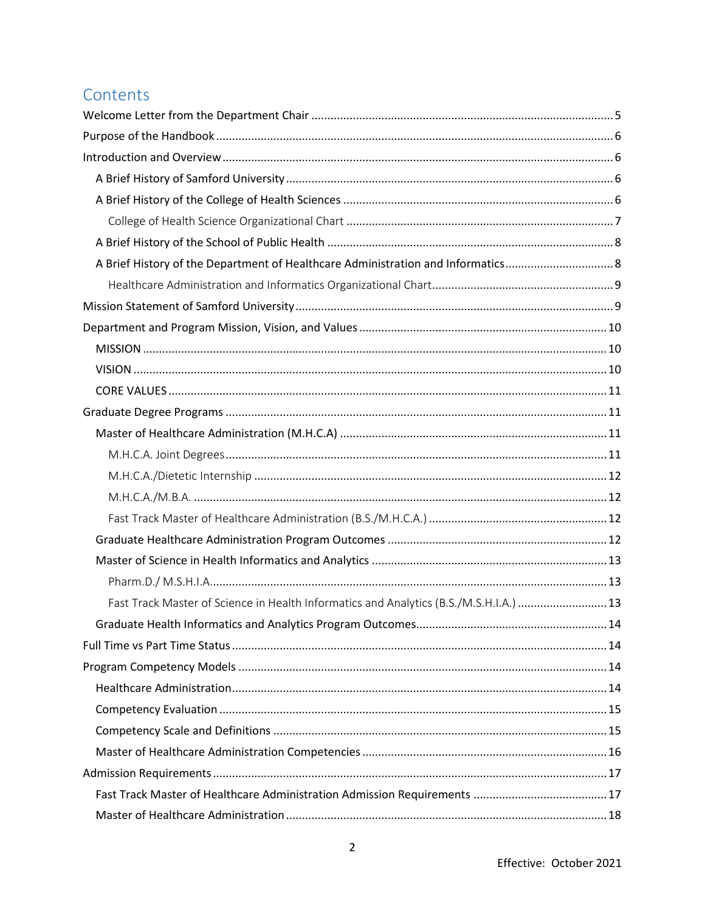# Contents

- Welcome Letter from the Department Chair ..... 5
- Purpose of the Handbook ..... 6
- Introduction and Overview ..... 6
  - A Brief History of Samford University ..... 6
  - A Brief History of the College of Health Sciences ..... 6
    - College of Health Science Organizational Chart ..... 7
  - A Brief History of the School of Public Health ..... 8
  - A Brief History of the Department of Healthcare Administration and Informatics ..... 8
    - Healthcare Administration and Informatics Organizational Chart ..... 9
- Mission Statement of Samford University ..... 9
- Department and Program Mission, Vision, and Values ..... 10
  - MISSION ..... 10
  - VISION ..... 10
  - CORE VALUES ..... 11
- Graduate Degree Programs ..... 11
  - Master of Healthcare Administration (M.H.C.A) ..... 11
    - M.H.C.A. Joint Degrees ..... 11
    - M.H.C.A./Dietetic Internship ..... 12
    - M.H.C.A./M.B.A. ..... 12
    - Fast Track Master of Healthcare Administration (B.S./M.H.C.A.) ..... 12
  - Graduate Healthcare Administration Program Outcomes ..... 12
  - Master of Science in Health Informatics and Analytics ..... 13
    - Pharm.D./ M.S.H.I.A. ..... 13
    - Fast Track Master of Science in Health Informatics and Analytics (B.S./M.S.H.I.A.) ..... 13
  - Graduate Health Informatics and Analytics Program Outcomes ..... 14
- Full Time vs Part Time Status ..... 14
- Program Competency Models ..... 14
  - Healthcare Administration ..... 14
  - Competency Evaluation ..... 15
  - Competency Scale and Definitions ..... 15
  - Master of Healthcare Administration Competencies ..... 16
- Admission Requirements ..... 17
  - Fast Track Master of Healthcare Administration Admission Requirements ..... 17
  - Master of Healthcare Administration ..... 18

Effective: October 2021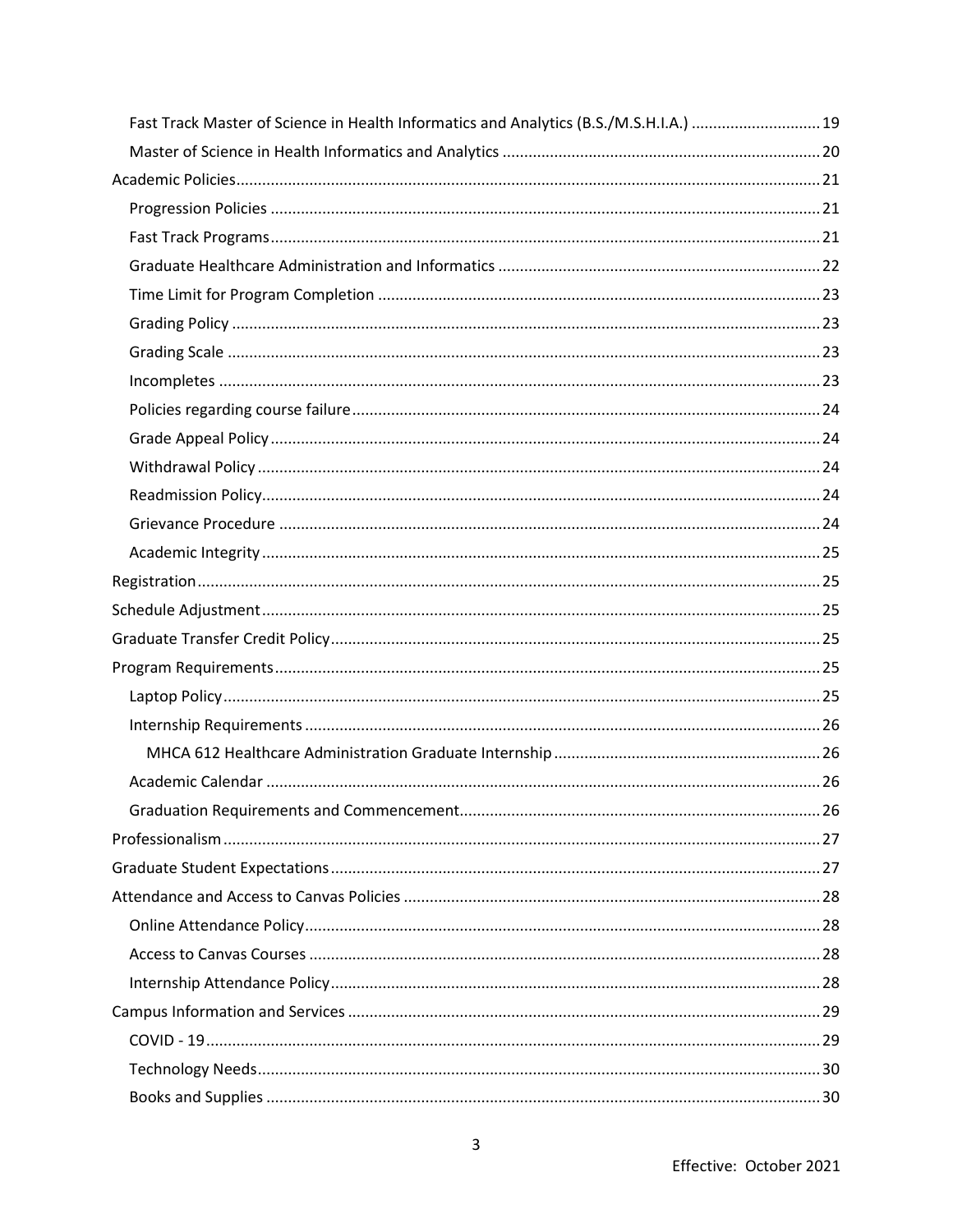- Fast Track Master of Science in Health Informatics and Analytics (B.S./M.S.H.I.A.) ........ 19
- Master of Science in Health Informatics and Analytics ........ 20

Academic Policies ........ 21

- Progression Policies ........ 21
- Fast Track Programs ........ 21
- Graduate Healthcare Administration and Informatics ........ 22
- Time Limit for Program Completion ........ 23
- Grading Policy ........ 23
- Grading Scale ........ 23
- Incompletes ........ 23
- Policies regarding course failure ........ 24
- Grade Appeal Policy ........ 24
- Withdrawal Policy ........ 24
- Readmission Policy ........ 24
- Grievance Procedure ........ 24
- Academic Integrity ........ 25

Registration ........ 25

Schedule Adjustment ........ 25

Graduate Transfer Credit Policy ........ 25

Program Requirements ........ 25

- Laptop Policy ........ 25
- Internship Requirements ........ 26
  - MHCA 612 Healthcare Administration Graduate Internship ........ 26
- Academic Calendar ........ 26
- Graduation Requirements and Commencement ........ 26

Professionalism ........ 27

Graduate Student Expectations ........ 27

Attendance and Access to Canvas Policies ........ 28

- Online Attendance Policy ........ 28
- Access to Canvas Courses ........ 28
- Internship Attendance Policy ........ 28

Campus Information and Services ........ 29

- COVID - 19 ........ 29
- Technology Needs ........ 30
- Books and Supplies ........ 30

Effective: October 2021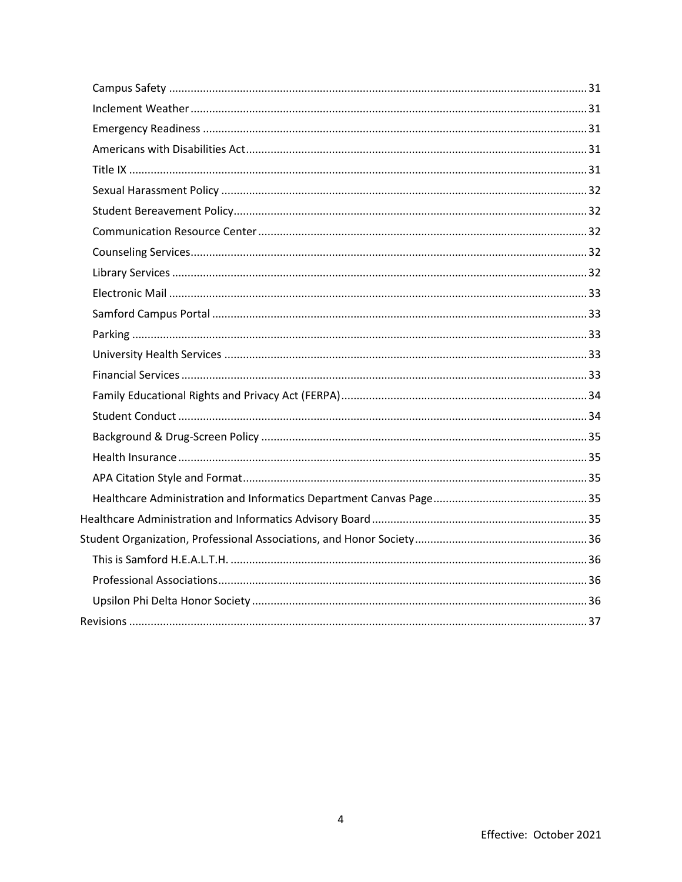- Campus Safety ..... 31
- Inclement Weather ..... 31
- Emergency Readiness ..... 31
- Americans with Disabilities Act ..... 31
- Title IX ..... 31
- Sexual Harassment Policy ..... 32
- Student Bereavement Policy ..... 32
- Communication Resource Center ..... 32
- Counseling Services ..... 32
- Library Services ..... 32
- Electronic Mail ..... 33
- Samford Campus Portal ..... 33
- Parking ..... 33
- University Health Services ..... 33
- Financial Services ..... 33
- Family Educational Rights and Privacy Act (FERPA) ..... 34
- Student Conduct ..... 34
- Background & Drug-Screen Policy ..... 35
- Health Insurance ..... 35
- APA Citation Style and Format ..... 35
- Healthcare Administration and Informatics Department Canvas Page ..... 35

Healthcare Administration and Informatics Advisory Board ..... 35

Student Organization, Professional Associations, and Honor Society ..... 36

- This is Samford H.E.A.L.T.H. ..... 36
- Professional Associations ..... 36
- Upsilon Phi Delta Honor Society ..... 36

Revisions ..... 37

Effective: October 2021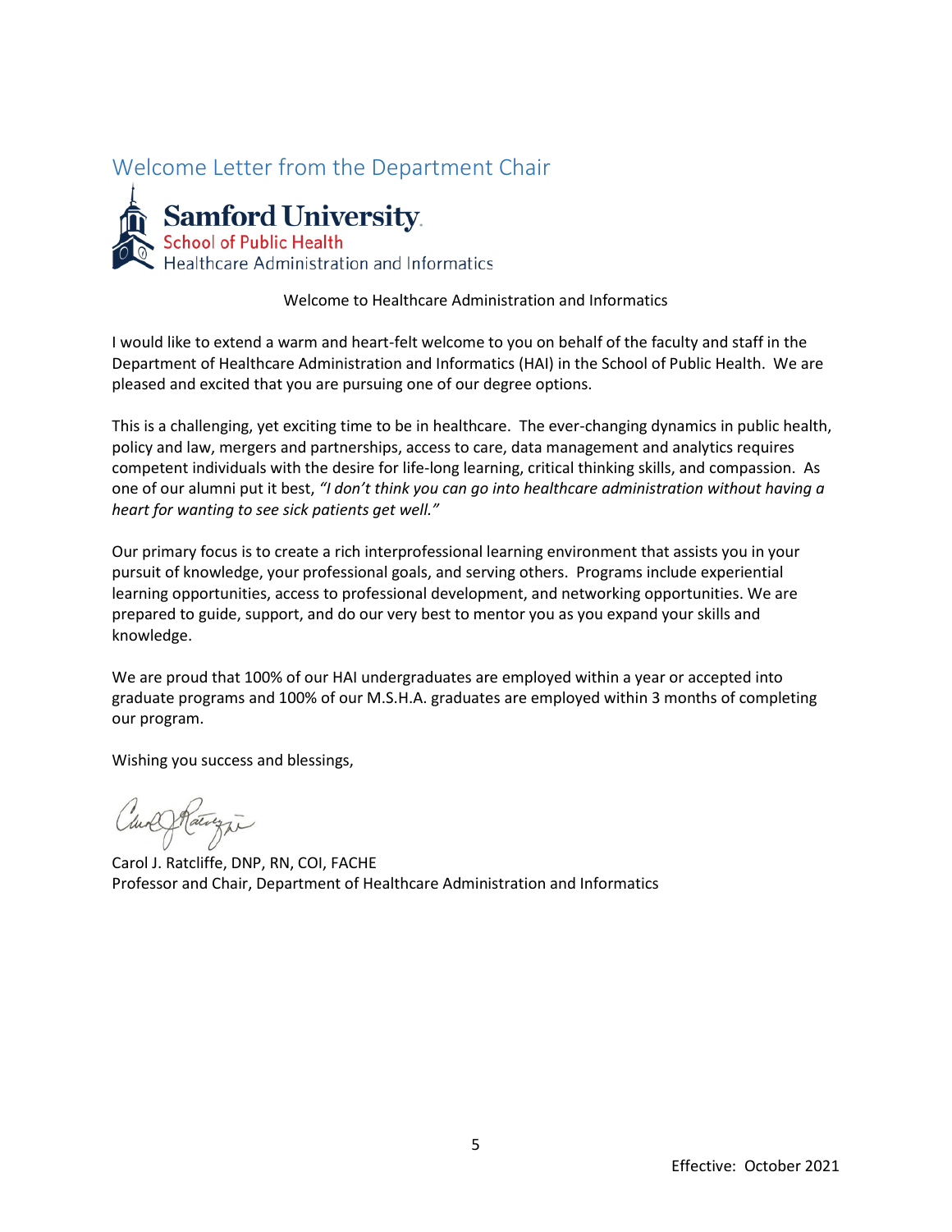## Welcome Letter from the Department Chair

**Samford University**
School of Public Health
Healthcare Administration and Informatics

Welcome to Healthcare Administration and Informatics

I would like to extend a warm and heart-felt welcome to you on behalf of the faculty and staff in the Department of Healthcare Administration and Informatics (HAI) in the School of Public Health. We are pleased and excited that you are pursuing one of our degree options.

This is a challenging, yet exciting time to be in healthcare. The ever-changing dynamics in public health, policy and law, mergers and partnerships, access to care, data management and analytics requires competent individuals with the desire for life-long learning, critical thinking skills, and compassion. As one of our alumni put it best, *"I don't think you can go into healthcare administration without having a heart for wanting to see sick patients get well."*

Our primary focus is to create a rich interprofessional learning environment that assists you in your pursuit of knowledge, your professional goals, and serving others. Programs include experiential learning opportunities, access to professional development, and networking opportunities. We are prepared to guide, support, and do our very best to mentor you as you expand your skills and knowledge.

We are proud that 100% of our HAI undergraduates are employed within a year or accepted into graduate programs and 100% of our M.S.H.A. graduates are employed within 3 months of completing our program.

Wishing you success and blessings,

Carol J. Ratcliffe, DNP, RN, COI, FACHE
Professor and Chair, Department of Healthcare Administration and Informatics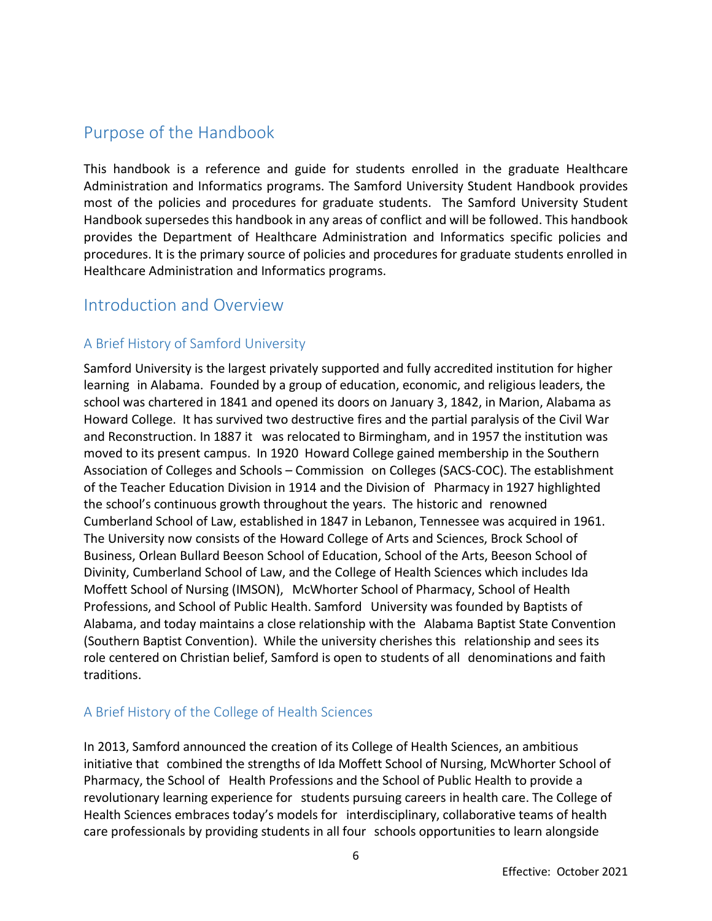## Purpose of the Handbook

This handbook is a reference and guide for students enrolled in the graduate Healthcare Administration and Informatics programs. The Samford University Student Handbook provides most of the policies and procedures for graduate students. The Samford University Student Handbook supersedes this handbook in any areas of conflict and will be followed. This handbook provides the Department of Healthcare Administration and Informatics specific policies and procedures. It is the primary source of policies and procedures for graduate students enrolled in Healthcare Administration and Informatics programs.

## Introduction and Overview

### A Brief History of Samford University

Samford University is the largest privately supported and fully accredited institution for higher learning in Alabama. Founded by a group of education, economic, and religious leaders, the school was chartered in 1841 and opened its doors on January 3, 1842, in Marion, Alabama as Howard College. It has survived two destructive fires and the partial paralysis of the Civil War and Reconstruction. In 1887 it was relocated to Birmingham, and in 1957 the institution was moved to its present campus. In 1920 Howard College gained membership in the Southern Association of Colleges and Schools – Commission on Colleges (SACS-COC). The establishment of the Teacher Education Division in 1914 and the Division of Pharmacy in 1927 highlighted the school's continuous growth throughout the years. The historic and renowned Cumberland School of Law, established in 1847 in Lebanon, Tennessee was acquired in 1961. The University now consists of the Howard College of Arts and Sciences, Brock School of Business, Orlean Bullard Beeson School of Education, School of the Arts, Beeson School of Divinity, Cumberland School of Law, and the College of Health Sciences which includes Ida Moffett School of Nursing (IMSON), McWhorter School of Pharmacy, School of Health Professions, and School of Public Health. Samford University was founded by Baptists of Alabama, and today maintains a close relationship with the Alabama Baptist State Convention (Southern Baptist Convention). While the university cherishes this relationship and sees its role centered on Christian belief, Samford is open to students of all denominations and faith traditions.

### A Brief History of the College of Health Sciences

In 2013, Samford announced the creation of its College of Health Sciences, an ambitious initiative that combined the strengths of Ida Moffett School of Nursing, McWhorter School of Pharmacy, the School of Health Professions and the School of Public Health to provide a revolutionary learning experience for students pursuing careers in health care. The College of Health Sciences embraces today's models for interdisciplinary, collaborative teams of health care professionals by providing students in all four schools opportunities to learn alongside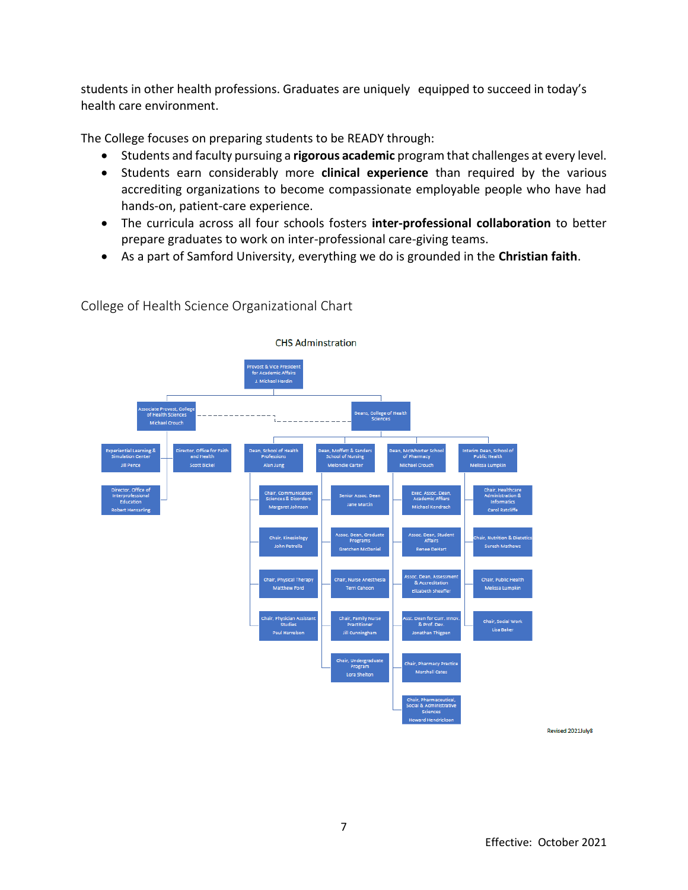students in other health professions. Graduates are uniquely equipped to succeed in today's health care environment.

The College focuses on preparing students to be READY through:

- Students and faculty pursuing a **rigorous academic** program that challenges at every level.
- Students earn considerably more **clinical experience** than required by the various accrediting organizations to become compassionate employable people who have had hands-on, patient-care experience.
- The curricula across all four schools fosters **inter-professional collaboration** to better prepare graduates to work on inter-professional care-giving teams.
- As a part of Samford University, everything we do is grounded in the **Christian faith**.

## College of Health Science Organizational Chart

CHS Adminstration

- Provost & Vice President for Academic Affairs — J. Michael Hardin
  - Associate Provost, College of Health Sciences — Michael Crouch
    - Experiential Learning & Simulation Center — Jill Pence
    - Director, Office of Interprofessional Education — Robert Hansarling
    - Director, Office for Faith and Health — Scott Bickel
  - Deans, College of Health Sciences
    - Dean, School of Health Professions — Alan Jung
      - Chair, Communication Sciences & Disorders — Margaret Johnson
      - Chair, Kinesiology — John Petrella
      - Chair, Physical Therapy — Matthew Ford
      - Chair, Physician Assistant Studies — Paul Harrelson
    - Dean, Moffett & Sanders School of Nursing — Melondie Carter
      - Senior Assoc. Dean — Jane Martin
      - Assoc. Dean, Graduate Programs — Gretchen McDaniel
      - Chair, Nurse Anesthesia — Terri Cahoon
      - Chair, Family Nurse Practitioner — Jill Cunningham
      - Chair, Undergraduate Program — Lora Shelton
    - Dean, McWhorter School of Pharmacy — Michael Crouch
      - Exec. Assoc. Dean, Academic Affairs — Michael Kendrach
      - Assoc. Dean, Student Affairs — Renee DeHart
      - Assoc. Dean, Assessment & Accreditation — Elizabeth Sheaffer
      - Asst. Dean for Curr. Innov. & Prof. Dev. — Jonathan Thigpen
      - Chair, Pharmacy Practice — Marshall Cates
      - Chair, Pharmaceutical, Social & Administrative Sciences — Howard Hendrickson
    - Interim Dean, School of Public Health — Melissa Lumpkin
      - Chair, Healthcare Administration & Informatics — Carol Ratcliffe
      - Chair, Nutrition & Dietetics — Suresh Mathews
      - Chair, Public Health — Melissa Lumpkin
      - Chair, Social Work — Lisa Baker

Revised 2021July8

Effective: October 2021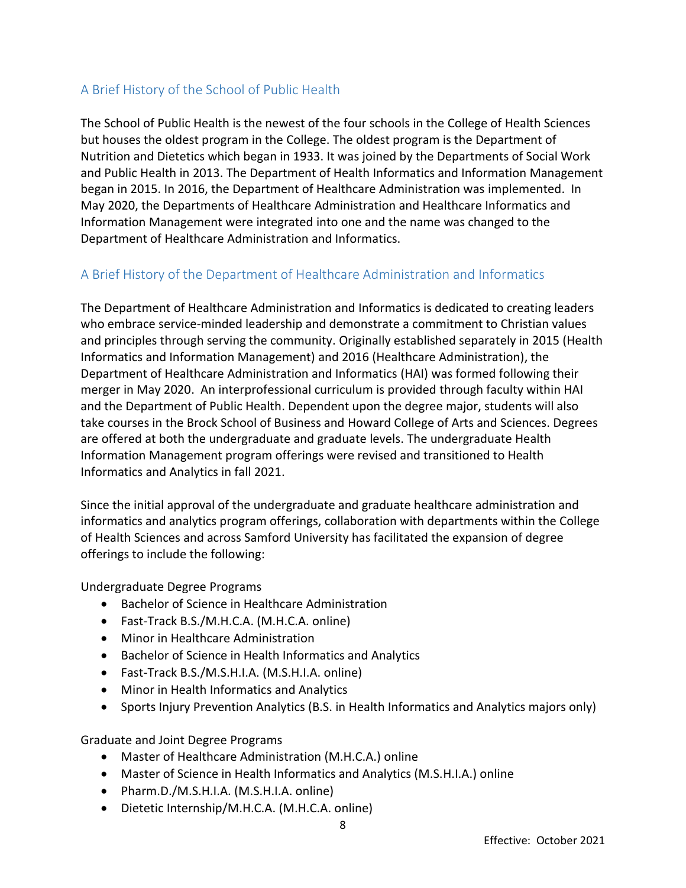## A Brief History of the School of Public Health

The School of Public Health is the newest of the four schools in the College of Health Sciences but houses the oldest program in the College. The oldest program is the Department of Nutrition and Dietetics which began in 1933. It was joined by the Departments of Social Work and Public Health in 2013. The Department of Health Informatics and Information Management began in 2015. In 2016, the Department of Healthcare Administration was implemented. In May 2020, the Departments of Healthcare Administration and Healthcare Informatics and Information Management were integrated into one and the name was changed to the Department of Healthcare Administration and Informatics.

## A Brief History of the Department of Healthcare Administration and Informatics

The Department of Healthcare Administration and Informatics is dedicated to creating leaders who embrace service-minded leadership and demonstrate a commitment to Christian values and principles through serving the community. Originally established separately in 2015 (Health Informatics and Information Management) and 2016 (Healthcare Administration), the Department of Healthcare Administration and Informatics (HAI) was formed following their merger in May 2020. An interprofessional curriculum is provided through faculty within HAI and the Department of Public Health. Dependent upon the degree major, students will also take courses in the Brock School of Business and Howard College of Arts and Sciences. Degrees are offered at both the undergraduate and graduate levels. The undergraduate Health Information Management program offerings were revised and transitioned to Health Informatics and Analytics in fall 2021.

Since the initial approval of the undergraduate and graduate healthcare administration and informatics and analytics program offerings, collaboration with departments within the College of Health Sciences and across Samford University has facilitated the expansion of degree offerings to include the following:

Undergraduate Degree Programs

- Bachelor of Science in Healthcare Administration
- Fast-Track B.S./M.H.C.A. (M.H.C.A. online)
- Minor in Healthcare Administration
- Bachelor of Science in Health Informatics and Analytics
- Fast-Track B.S./M.S.H.I.A. (M.S.H.I.A. online)
- Minor in Health Informatics and Analytics
- Sports Injury Prevention Analytics (B.S. in Health Informatics and Analytics majors only)

Graduate and Joint Degree Programs

- Master of Healthcare Administration (M.H.C.A.) online
- Master of Science in Health Informatics and Analytics (M.S.H.I.A.) online
- Pharm.D./M.S.H.I.A. (M.S.H.I.A. online)
- Dietetic Internship/M.H.C.A. (M.H.C.A. online)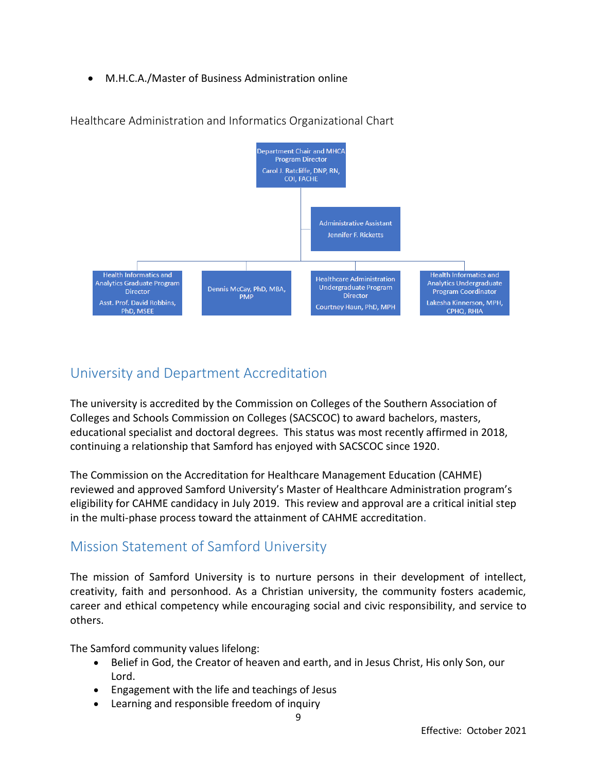- M.H.C.A./Master of Business Administration online

Healthcare Administration and Informatics Organizational Chart

Department Chair and MHCA Program Director
Carol J. Ratcliffe, DNP, RN, COI, FACHE

Administrative Assistant
Jennifer F. Ricketts

Health Informatics and Analytics Graduate Program Director
Asst. Prof. David Robbins, PhD, MSEE

Dennis McCay, PhD, MBA, PMP

Healthcare Administration Undergraduate Program Director
Courtney Haun, PhD, MPH

Health Informatics and Analytics Undergraduate Program Coordinator
Lakesha Kinnerson, MPH, CPHQ, RHIA

## University and Department Accreditation

The university is accredited by the Commission on Colleges of the Southern Association of Colleges and Schools Commission on Colleges (SACSCOC) to award bachelors, masters, educational specialist and doctoral degrees. This status was most recently affirmed in 2018, continuing a relationship that Samford has enjoyed with SACSCOC since 1920.

The Commission on the Accreditation for Healthcare Management Education (CAHME) reviewed and approved Samford University's Master of Healthcare Administration program's eligibility for CAHME candidacy in July 2019. This review and approval are a critical initial step in the multi-phase process toward the attainment of CAHME accreditation.

## Mission Statement of Samford University

The mission of Samford University is to nurture persons in their development of intellect, creativity, faith and personhood. As a Christian university, the community fosters academic, career and ethical competency while encouraging social and civic responsibility, and service to others.

The Samford community values lifelong:

- Belief in God, the Creator of heaven and earth, and in Jesus Christ, His only Son, our Lord.
- Engagement with the life and teachings of Jesus
- Learning and responsible freedom of inquiry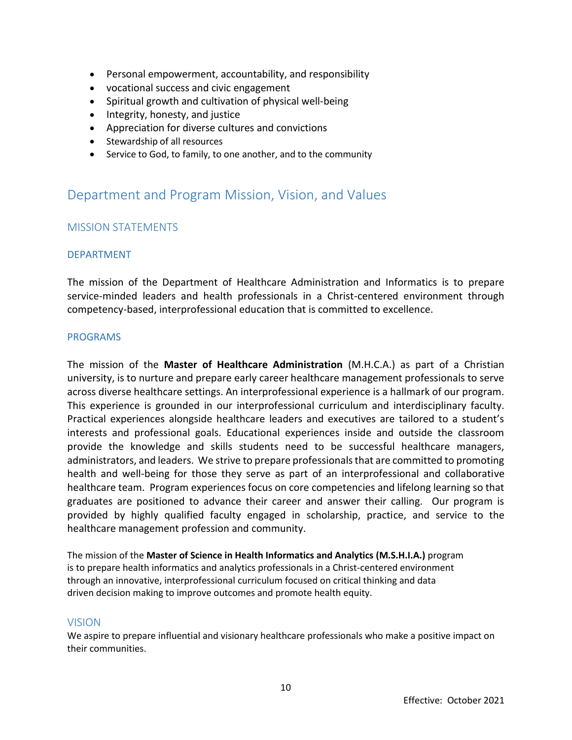- Personal empowerment, accountability, and responsibility
- vocational success and civic engagement
- Spiritual growth and cultivation of physical well-being
- Integrity, honesty, and justice
- Appreciation for diverse cultures and convictions
- Stewardship of all resources
- Service to God, to family, to one another, and to the community

## Department and Program Mission, Vision, and Values

### MISSION STATEMENTS

#### DEPARTMENT

The mission of the Department of Healthcare Administration and Informatics is to prepare service-minded leaders and health professionals in a Christ-centered environment through competency-based, interprofessional education that is committed to excellence.

#### PROGRAMS

The mission of the **Master of Healthcare Administration** (M.H.C.A.) as part of a Christian university, is to nurture and prepare early career healthcare management professionals to serve across diverse healthcare settings. An interprofessional experience is a hallmark of our program. This experience is grounded in our interprofessional curriculum and interdisciplinary faculty. Practical experiences alongside healthcare leaders and executives are tailored to a student's interests and professional goals. Educational experiences inside and outside the classroom provide the knowledge and skills students need to be successful healthcare managers, administrators, and leaders. We strive to prepare professionals that are committed to promoting health and well-being for those they serve as part of an interprofessional and collaborative healthcare team. Program experiences focus on core competencies and lifelong learning so that graduates are positioned to advance their career and answer their calling. Our program is provided by highly qualified faculty engaged in scholarship, practice, and service to the healthcare management profession and community.

The mission of the **Master of Science in Health Informatics and Analytics (M.S.H.I.A.)** program is to prepare health informatics and analytics professionals in a Christ-centered environment through an innovative, interprofessional curriculum focused on critical thinking and data driven decision making to improve outcomes and promote health equity.

### VISION

We aspire to prepare influential and visionary healthcare professionals who make a positive impact on their communities.

Effective: October 2021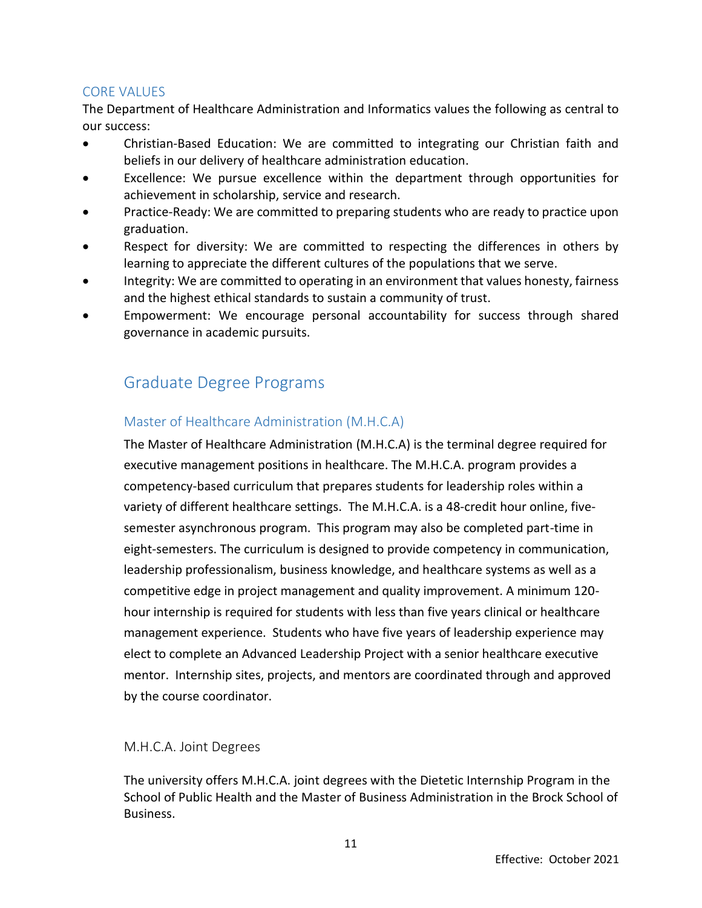## CORE VALUES

The Department of Healthcare Administration and Informatics values the following as central to our success:

- Christian-Based Education: We are committed to integrating our Christian faith and beliefs in our delivery of healthcare administration education.
- Excellence: We pursue excellence within the department through opportunities for achievement in scholarship, service and research.
- Practice-Ready: We are committed to preparing students who are ready to practice upon graduation.
- Respect for diversity: We are committed to respecting the differences in others by learning to appreciate the different cultures of the populations that we serve.
- Integrity: We are committed to operating in an environment that values honesty, fairness and the highest ethical standards to sustain a community of trust.
- Empowerment: We encourage personal accountability for success through shared governance in academic pursuits.

# Graduate Degree Programs

## Master of Healthcare Administration (M.H.C.A)

The Master of Healthcare Administration (M.H.C.A) is the terminal degree required for executive management positions in healthcare. The M.H.C.A. program provides a competency-based curriculum that prepares students for leadership roles within a variety of different healthcare settings. The M.H.C.A. is a 48-credit hour online, five-semester asynchronous program. This program may also be completed part-time in eight-semesters. The curriculum is designed to provide competency in communication, leadership professionalism, business knowledge, and healthcare systems as well as a competitive edge in project management and quality improvement. A minimum 120-hour internship is required for students with less than five years clinical or healthcare management experience. Students who have five years of leadership experience may elect to complete an Advanced Leadership Project with a senior healthcare executive mentor. Internship sites, projects, and mentors are coordinated through and approved by the course coordinator.

### M.H.C.A. Joint Degrees

The university offers M.H.C.A. joint degrees with the Dietetic Internship Program in the School of Public Health and the Master of Business Administration in the Brock School of Business.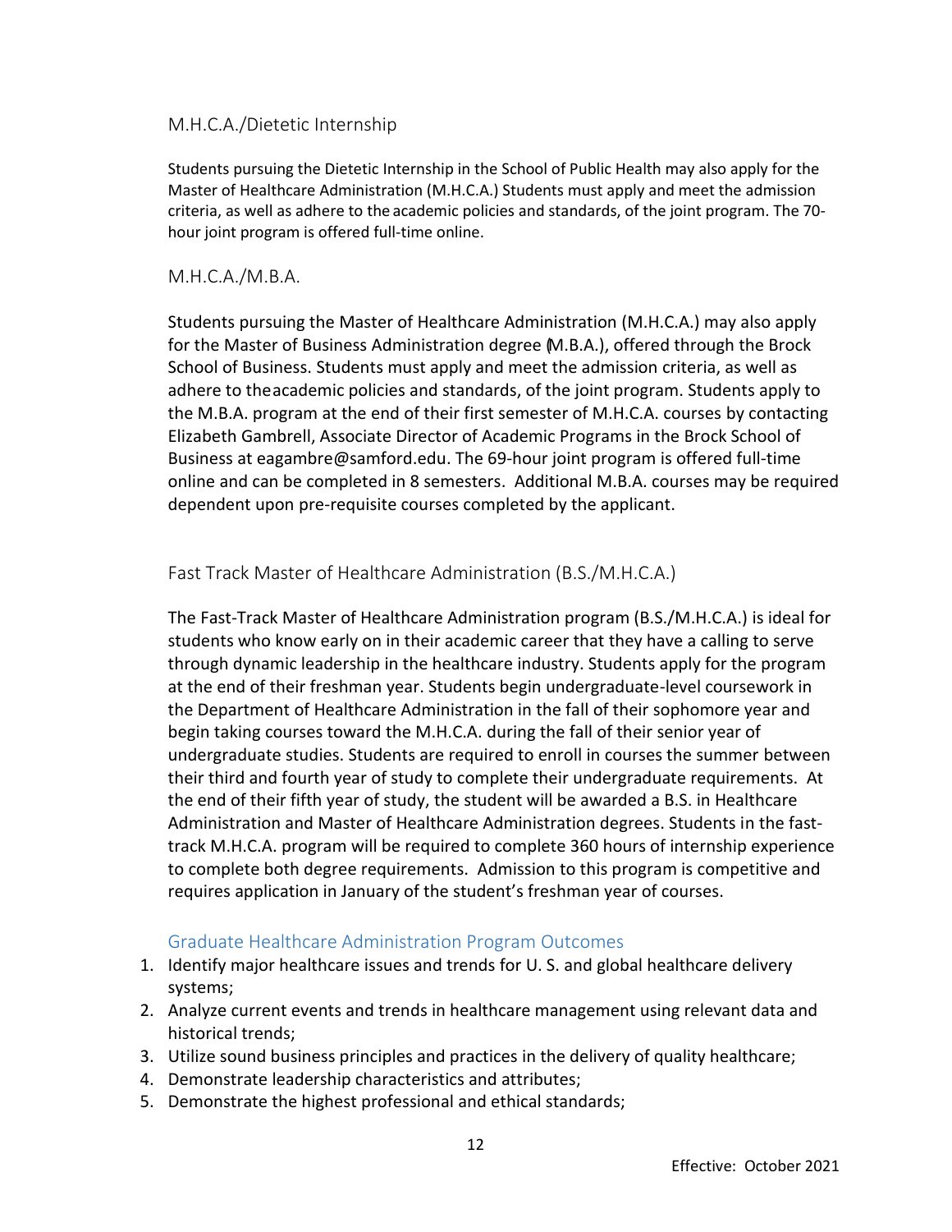## M.H.C.A./Dietetic Internship

Students pursuing the Dietetic Internship in the School of Public Health may also apply for the Master of Healthcare Administration (M.H.C.A.) Students must apply and meet the admission criteria, as well as adhere to the academic policies and standards, of the joint program. The 70-hour joint program is offered full-time online.

## M.H.C.A./M.B.A.

Students pursuing the Master of Healthcare Administration (M.H.C.A.) may also apply for the Master of Business Administration degree (M.B.A.), offered through the Brock School of Business. Students must apply and meet the admission criteria, as well as adhere to the academic policies and standards, of the joint program. Students apply to the M.B.A. program at the end of their first semester of M.H.C.A. courses by contacting Elizabeth Gambrell, Associate Director of Academic Programs in the Brock School of Business at eagambre@samford.edu. The 69-hour joint program is offered full-time online and can be completed in 8 semesters. Additional M.B.A. courses may be required dependent upon pre-requisite courses completed by the applicant.

## Fast Track Master of Healthcare Administration (B.S./M.H.C.A.)

The Fast-Track Master of Healthcare Administration program (B.S./M.H.C.A.) is ideal for students who know early on in their academic career that they have a calling to serve through dynamic leadership in the healthcare industry. Students apply for the program at the end of their freshman year. Students begin undergraduate-level coursework in the Department of Healthcare Administration in the fall of their sophomore year and begin taking courses toward the M.H.C.A. during the fall of their senior year of undergraduate studies. Students are required to enroll in courses the summer between their third and fourth year of study to complete their undergraduate requirements. At the end of their fifth year of study, the student will be awarded a B.S. in Healthcare Administration and Master of Healthcare Administration degrees. Students in the fast-track M.H.C.A. program will be required to complete 360 hours of internship experience to complete both degree requirements. Admission to this program is competitive and requires application in January of the student's freshman year of courses.

### Graduate Healthcare Administration Program Outcomes

1. Identify major healthcare issues and trends for U. S. and global healthcare delivery systems;
2. Analyze current events and trends in healthcare management using relevant data and historical trends;
3. Utilize sound business principles and practices in the delivery of quality healthcare;
4. Demonstrate leadership characteristics and attributes;
5. Demonstrate the highest professional and ethical standards;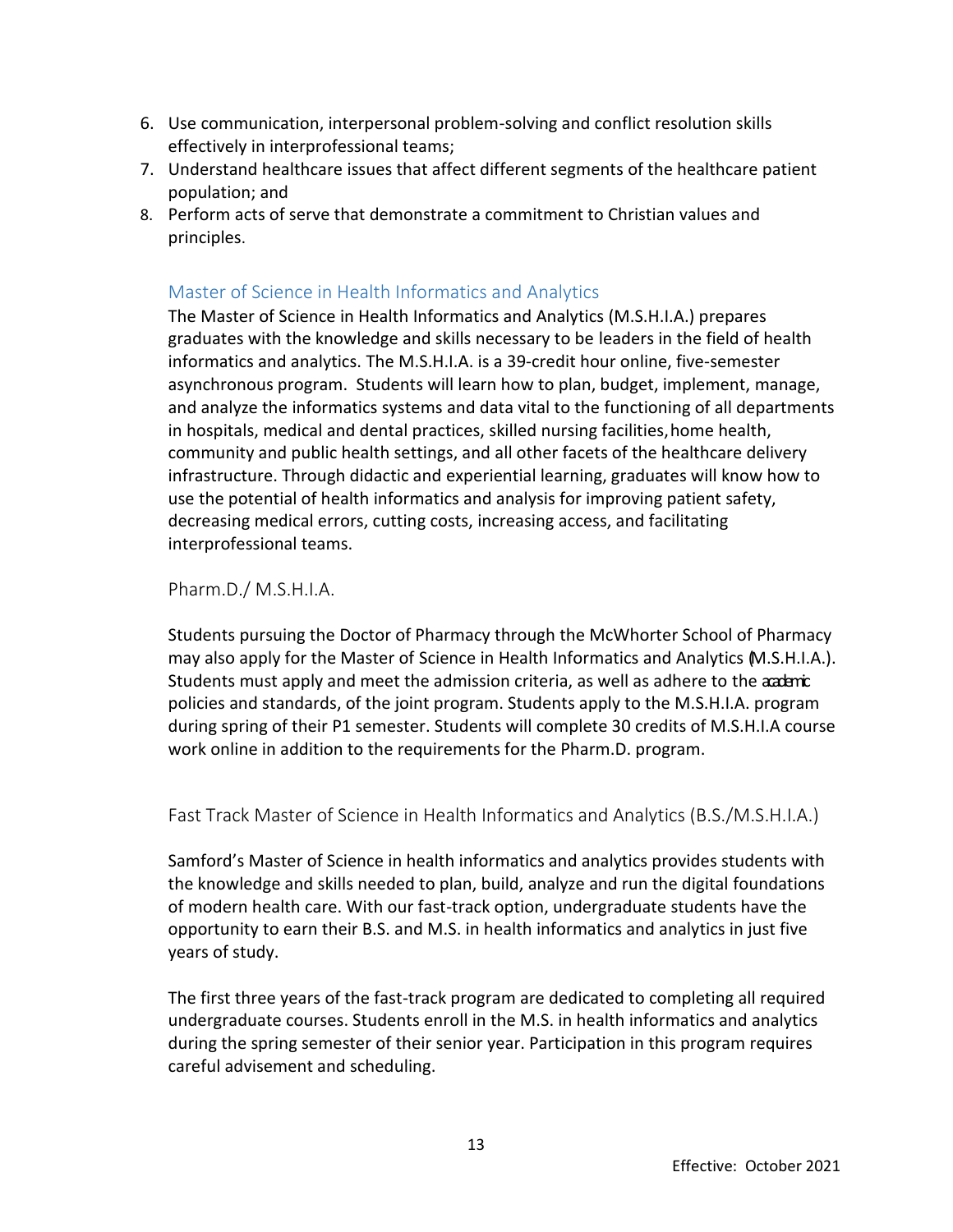6. Use communication, interpersonal problem-solving and conflict resolution skills effectively in interprofessional teams;
7. Understand healthcare issues that affect different segments of the healthcare patient population; and
8. Perform acts of serve that demonstrate a commitment to Christian values and principles.

## Master of Science in Health Informatics and Analytics

The Master of Science in Health Informatics and Analytics (M.S.H.I.A.) prepares graduates with the knowledge and skills necessary to be leaders in the field of health informatics and analytics. The M.S.H.I.A. is a 39-credit hour online, five-semester asynchronous program. Students will learn how to plan, budget, implement, manage, and analyze the informatics systems and data vital to the functioning of all departments in hospitals, medical and dental practices, skilled nursing facilities, home health, community and public health settings, and all other facets of the healthcare delivery infrastructure. Through didactic and experiential learning, graduates will know how to use the potential of health informatics and analysis for improving patient safety, decreasing medical errors, cutting costs, increasing access, and facilitating interprofessional teams.

### Pharm.D./ M.S.H.I.A.

Students pursuing the Doctor of Pharmacy through the McWhorter School of Pharmacy may also apply for the Master of Science in Health Informatics and Analytics (M.S.H.I.A.). Students must apply and meet the admission criteria, as well as adhere to the academic policies and standards, of the joint program. Students apply to the M.S.H.I.A. program during spring of their P1 semester. Students will complete 30 credits of M.S.H.I.A course work online in addition to the requirements for the Pharm.D. program.

### Fast Track Master of Science in Health Informatics and Analytics (B.S./M.S.H.I.A.)

Samford's Master of Science in health informatics and analytics provides students with the knowledge and skills needed to plan, build, analyze and run the digital foundations of modern health care. With our fast-track option, undergraduate students have the opportunity to earn their B.S. and M.S. in health informatics and analytics in just five years of study.

The first three years of the fast-track program are dedicated to completing all required undergraduate courses. Students enroll in the M.S. in health informatics and analytics during the spring semester of their senior year. Participation in this program requires careful advisement and scheduling.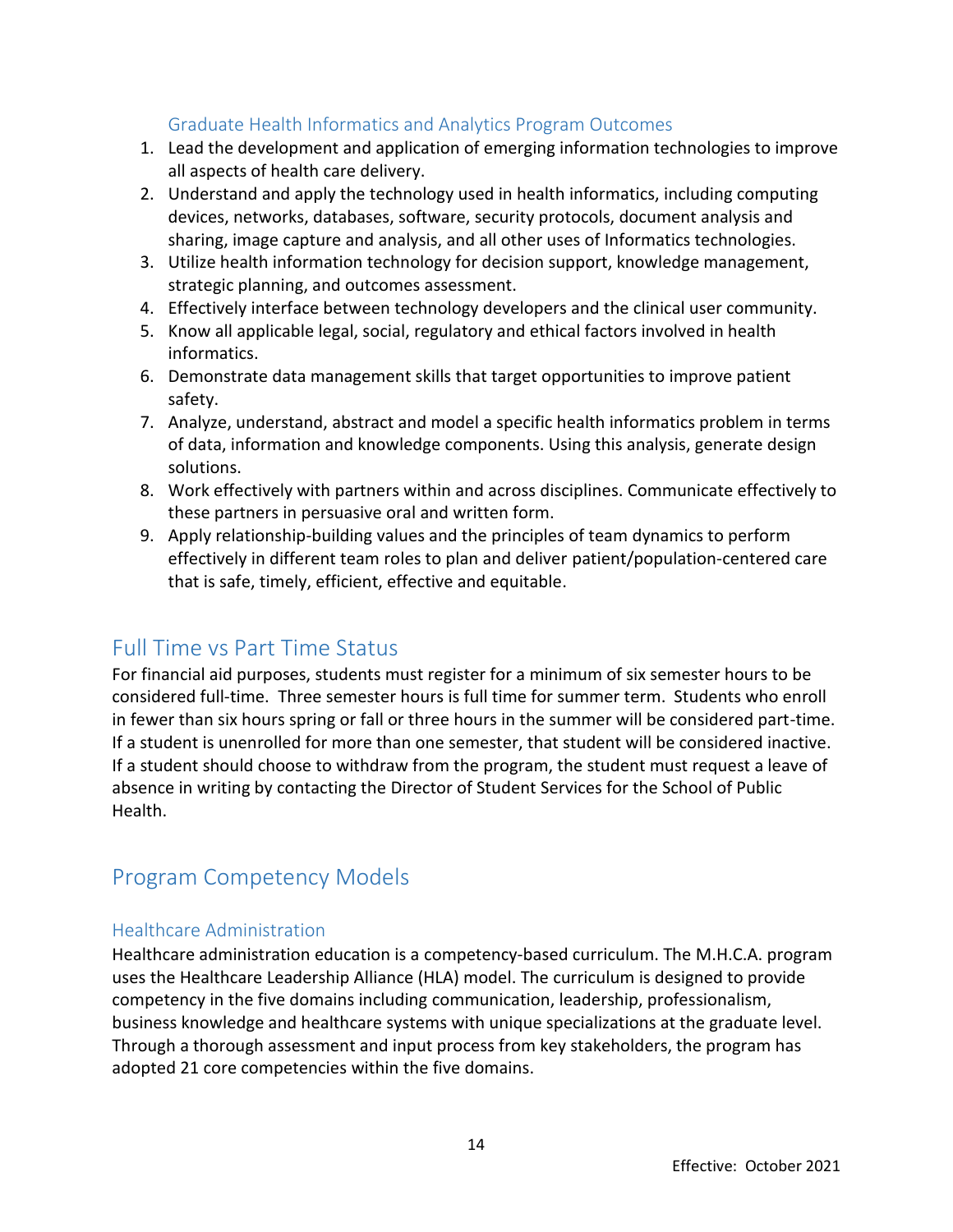### Graduate Health Informatics and Analytics Program Outcomes

1. Lead the development and application of emerging information technologies to improve all aspects of health care delivery.
2. Understand and apply the technology used in health informatics, including computing devices, networks, databases, software, security protocols, document analysis and sharing, image capture and analysis, and all other uses of Informatics technologies.
3. Utilize health information technology for decision support, knowledge management, strategic planning, and outcomes assessment.
4. Effectively interface between technology developers and the clinical user community.
5. Know all applicable legal, social, regulatory and ethical factors involved in health informatics.
6. Demonstrate data management skills that target opportunities to improve patient safety.
7. Analyze, understand, abstract and model a specific health informatics problem in terms of data, information and knowledge components. Using this analysis, generate design solutions.
8. Work effectively with partners within and across disciplines. Communicate effectively to these partners in persuasive oral and written form.
9. Apply relationship-building values and the principles of team dynamics to perform effectively in different team roles to plan and deliver patient/population-centered care that is safe, timely, efficient, effective and equitable.

## Full Time vs Part Time Status

For financial aid purposes, students must register for a minimum of six semester hours to be considered full-time. Three semester hours is full time for summer term. Students who enroll in fewer than six hours spring or fall or three hours in the summer will be considered part-time. If a student is unenrolled for more than one semester, that student will be considered inactive. If a student should choose to withdraw from the program, the student must request a leave of absence in writing by contacting the Director of Student Services for the School of Public Health.

## Program Competency Models

### Healthcare Administration

Healthcare administration education is a competency-based curriculum. The M.H.C.A. program uses the Healthcare Leadership Alliance (HLA) model. The curriculum is designed to provide competency in the five domains including communication, leadership, professionalism, business knowledge and healthcare systems with unique specializations at the graduate level. Through a thorough assessment and input process from key stakeholders, the program has adopted 21 core competencies within the five domains.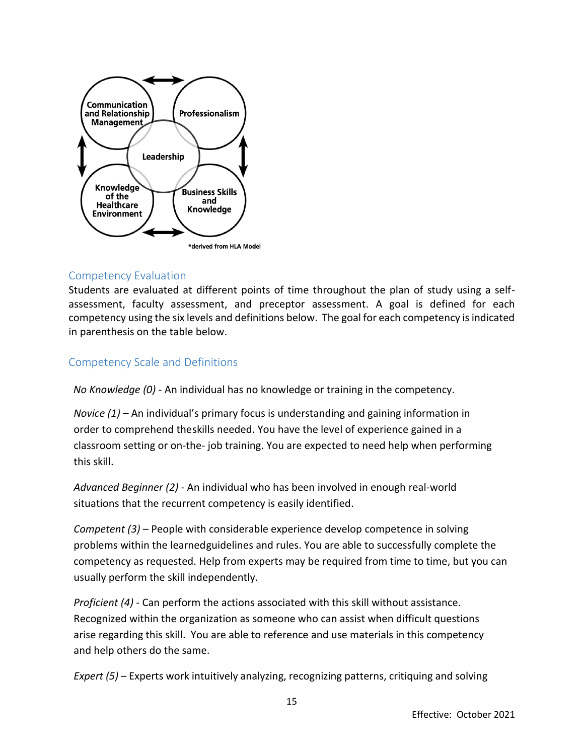Communication and Relationship Management

Professionalism

Leadership

Knowledge of the Healthcare Environment

Business Skills and Knowledge

*derived from HLA Model

## Competency Evaluation

Students are evaluated at different points of time throughout the plan of study using a self-assessment, faculty assessment, and preceptor assessment. A goal is defined for each competency using the six levels and definitions below. The goal for each competency is indicated in parenthesis on the table below.

## Competency Scale and Definitions

*No Knowledge (0)* - An individual has no knowledge or training in the competency.

*Novice (1)* – An individual's primary focus is understanding and gaining information in order to comprehend theskills needed. You have the level of experience gained in a classroom setting or on-the- job training. You are expected to need help when performing this skill.

*Advanced Beginner (2)* - An individual who has been involved in enough real-world situations that the recurrent competency is easily identified.

*Competent (3)* – People with considerable experience develop competence in solving problems within the learnedguidelines and rules. You are able to successfully complete the competency as requested. Help from experts may be required from time to time, but you can usually perform the skill independently.

*Proficient (4)* - Can perform the actions associated with this skill without assistance. Recognized within the organization as someone who can assist when difficult questions arise regarding this skill. You are able to reference and use materials in this competency and help others do the same.

*Expert (5)* – Experts work intuitively analyzing, recognizing patterns, critiquing and solving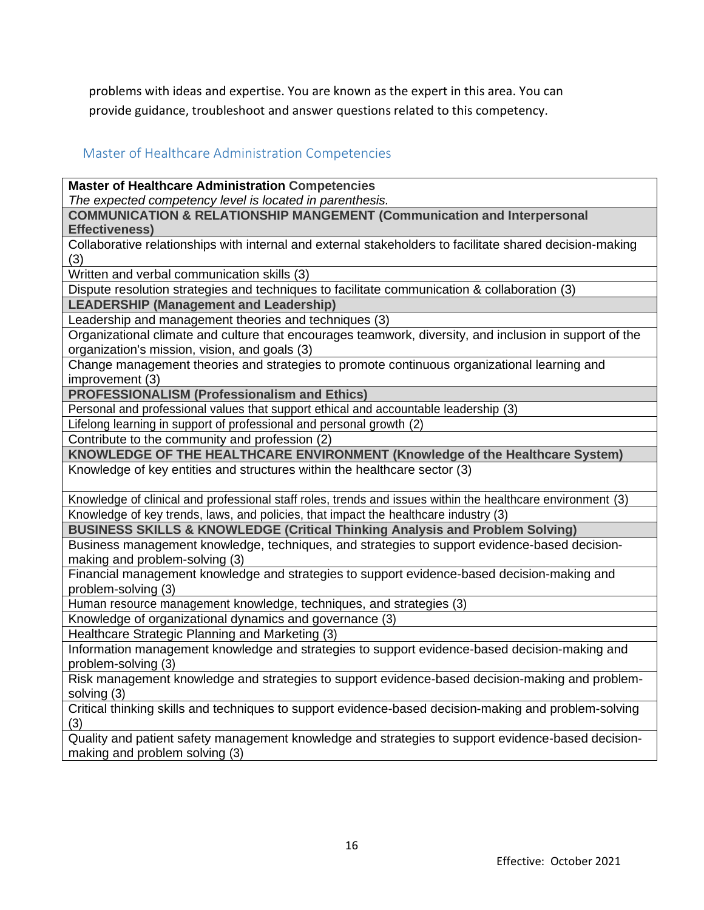problems with ideas and expertise. You are known as the expert in this area. You can provide guidance, troubleshoot and answer questions related to this competency.

## Master of Healthcare Administration Competencies

| **Master of Healthcare Administration Competencies**<br>*The expected competency level is located in parenthesis.* |
|---|
| **COMMUNICATION & RELATIONSHIP MANGEMENT (Communication and Interpersonal Effectiveness)** |
| Collaborative relationships with internal and external stakeholders to facilitate shared decision-making (3) |
| Written and verbal communication skills (3) |
| Dispute resolution strategies and techniques to facilitate communication & collaboration (3) |
| **LEADERSHIP (Management and Leadership)** |
| Leadership and management theories and techniques (3) |
| Organizational climate and culture that encourages teamwork, diversity, and inclusion in support of the organization's mission, vision, and goals (3) |
| Change management theories and strategies to promote continuous organizational learning and improvement (3) |
| **PROFESSIONALISM (Professionalism and Ethics)** |
| Personal and professional values that support ethical and accountable leadership (3) |
| Lifelong learning in support of professional and personal growth (2) |
| Contribute to the community and profession (2) |
| **KNOWLEDGE OF THE HEALTHCARE ENVIRONMENT (Knowledge of the Healthcare System)** |
| Knowledge of key entities and structures within the healthcare sector (3) |
| Knowledge of clinical and professional staff roles, trends and issues within the healthcare environment (3) |
| Knowledge of key trends, laws, and policies, that impact the healthcare industry (3) |
| **BUSINESS SKILLS & KNOWLEDGE (Critical Thinking Analysis and Problem Solving)** |
| Business management knowledge, techniques, and strategies to support evidence-based decision-making and problem-solving (3) |
| Financial management knowledge and strategies to support evidence-based decision-making and problem-solving (3) |
| Human resource management knowledge, techniques, and strategies (3) |
| Knowledge of organizational dynamics and governance (3) |
| Healthcare Strategic Planning and Marketing (3) |
| Information management knowledge and strategies to support evidence-based decision-making and problem-solving (3) |
| Risk management knowledge and strategies to support evidence-based decision-making and problem-solving (3) |
| Critical thinking skills and techniques to support evidence-based decision-making and problem-solving (3) |
| Quality and patient safety management knowledge and strategies to support evidence-based decision-making and problem solving (3) |

Effective: October 2021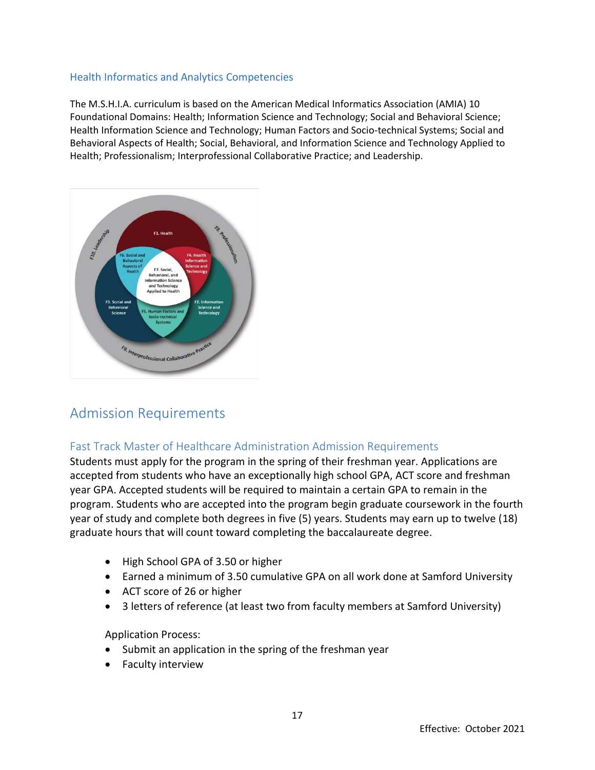### Health Informatics and Analytics Competencies

The M.S.H.I.A. curriculum is based on the American Medical Informatics Association (AMIA) 10 Foundational Domains: Health; Information Science and Technology; Social and Behavioral Science; Health Information Science and Technology; Human Factors and Socio-technical Systems; Social and Behavioral Aspects of Health; Social, Behavioral, and Information Science and Technology Applied to Health; Professionalism; Interprofessional Collaborative Practice; and Leadership.

## Admission Requirements

### Fast Track Master of Healthcare Administration Admission Requirements

Students must apply for the program in the spring of their freshman year. Applications are accepted from students who have an exceptionally high school GPA, ACT score and freshman year GPA. Accepted students will be required to maintain a certain GPA to remain in the program. Students who are accepted into the program begin graduate coursework in the fourth year of study and complete both degrees in five (5) years. Students may earn up to twelve (18) graduate hours that will count toward completing the baccalaureate degree.

- High School GPA of 3.50 or higher
- Earned a minimum of 3.50 cumulative GPA on all work done at Samford University
- ACT score of 26 or higher
- 3 letters of reference (at least two from faculty members at Samford University)

Application Process:

- Submit an application in the spring of the freshman year
- Faculty interview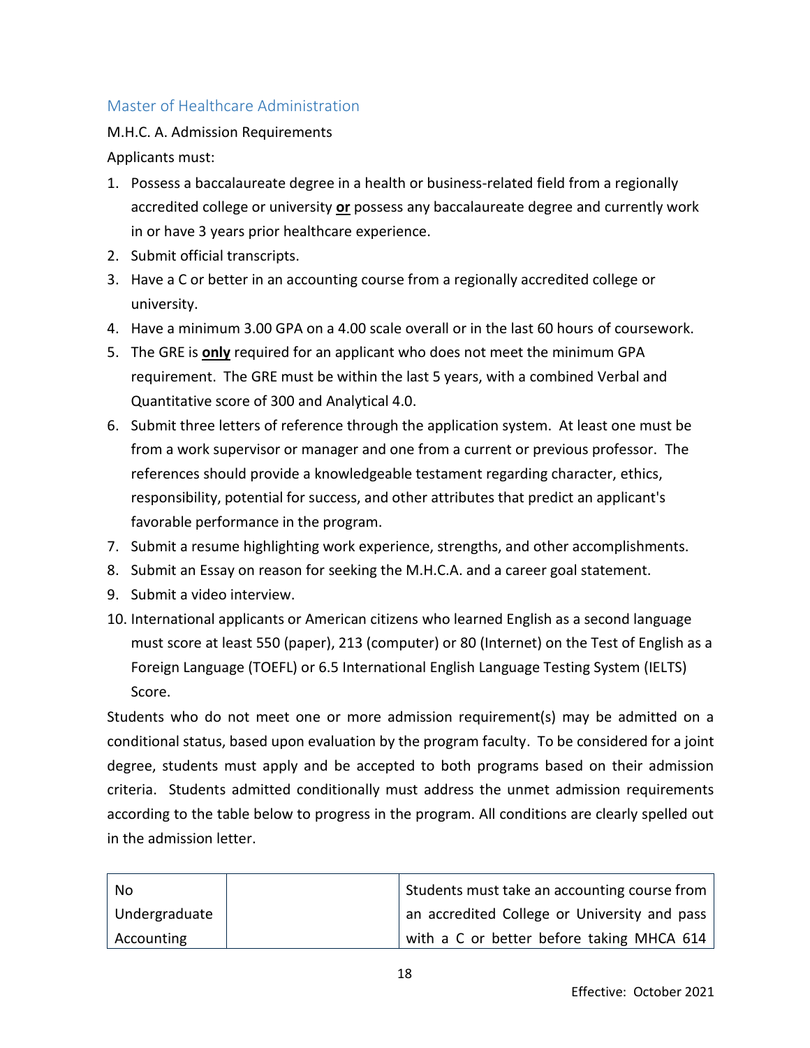## Master of Healthcare Administration

M.H.C. A. Admission Requirements

Applicants must:

1. Possess a baccalaureate degree in a health or business-related field from a regionally accredited college or university **or** possess any baccalaureate degree and currently work in or have 3 years prior healthcare experience.
2. Submit official transcripts.
3. Have a C or better in an accounting course from a regionally accredited college or university.
4. Have a minimum 3.00 GPA on a 4.00 scale overall or in the last 60 hours of coursework.
5. The GRE is **only** required for an applicant who does not meet the minimum GPA requirement. The GRE must be within the last 5 years, with a combined Verbal and Quantitative score of 300 and Analytical 4.0.
6. Submit three letters of reference through the application system. At least one must be from a work supervisor or manager and one from a current or previous professor. The references should provide a knowledgeable testament regarding character, ethics, responsibility, potential for success, and other attributes that predict an applicant's favorable performance in the program.
7. Submit a resume highlighting work experience, strengths, and other accomplishments.
8. Submit an Essay on reason for seeking the M.H.C.A. and a career goal statement.
9. Submit a video interview.
10. International applicants or American citizens who learned English as a second language must score at least 550 (paper), 213 (computer) or 80 (Internet) on the Test of English as a Foreign Language (TOEFL) or 6.5 International English Language Testing System (IELTS) Score.

Students who do not meet one or more admission requirement(s) may be admitted on a conditional status, based upon evaluation by the program faculty. To be considered for a joint degree, students must apply and be accepted to both programs based on their admission criteria. Students admitted conditionally must address the unmet admission requirements according to the table below to progress in the program. All conditions are clearly spelled out in the admission letter.

| | | |
|---|---|---|
| No Undergraduate Accounting | | Students must take an accounting course from an accredited College or University and pass with a C or better before taking MHCA 614 |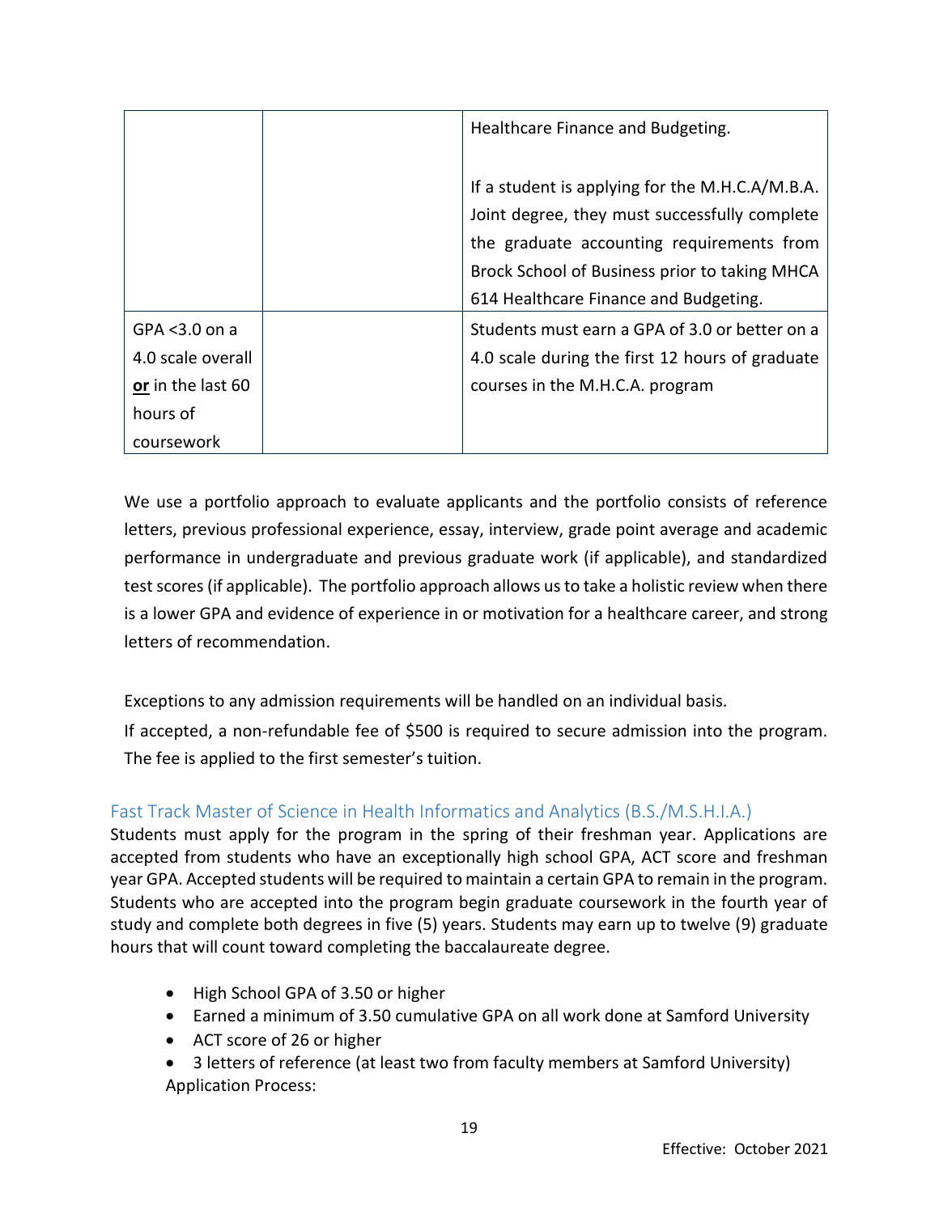| | | |
|---|---|---|
| | | Healthcare Finance and Budgeting.<br><br>If a student is applying for the M.H.C.A/M.B.A. Joint degree, they must successfully complete the graduate accounting requirements from Brock School of Business prior to taking MHCA 614 Healthcare Finance and Budgeting. |
| GPA <3.0 on a 4.0 scale overall **or** in the last 60 hours of coursework | | Students must earn a GPA of 3.0 or better on a 4.0 scale during the first 12 hours of graduate courses in the M.H.C.A. program |

We use a portfolio approach to evaluate applicants and the portfolio consists of reference letters, previous professional experience, essay, interview, grade point average and academic performance in undergraduate and previous graduate work (if applicable), and standardized test scores (if applicable). The portfolio approach allows us to take a holistic review when there is a lower GPA and evidence of experience in or motivation for a healthcare career, and strong letters of recommendation.

Exceptions to any admission requirements will be handled on an individual basis.

If accepted, a non-refundable fee of $500 is required to secure admission into the program. The fee is applied to the first semester's tuition.

## Fast Track Master of Science in Health Informatics and Analytics (B.S./M.S.H.I.A.)

Students must apply for the program in the spring of their freshman year. Applications are accepted from students who have an exceptionally high school GPA, ACT score and freshman year GPA. Accepted students will be required to maintain a certain GPA to remain in the program. Students who are accepted into the program begin graduate coursework in the fourth year of study and complete both degrees in five (5) years. Students may earn up to twelve (9) graduate hours that will count toward completing the baccalaureate degree.

- High School GPA of 3.50 or higher
- Earned a minimum of 3.50 cumulative GPA on all work done at Samford University
- ACT score of 26 or higher
- 3 letters of reference (at least two from faculty members at Samford University)

Application Process: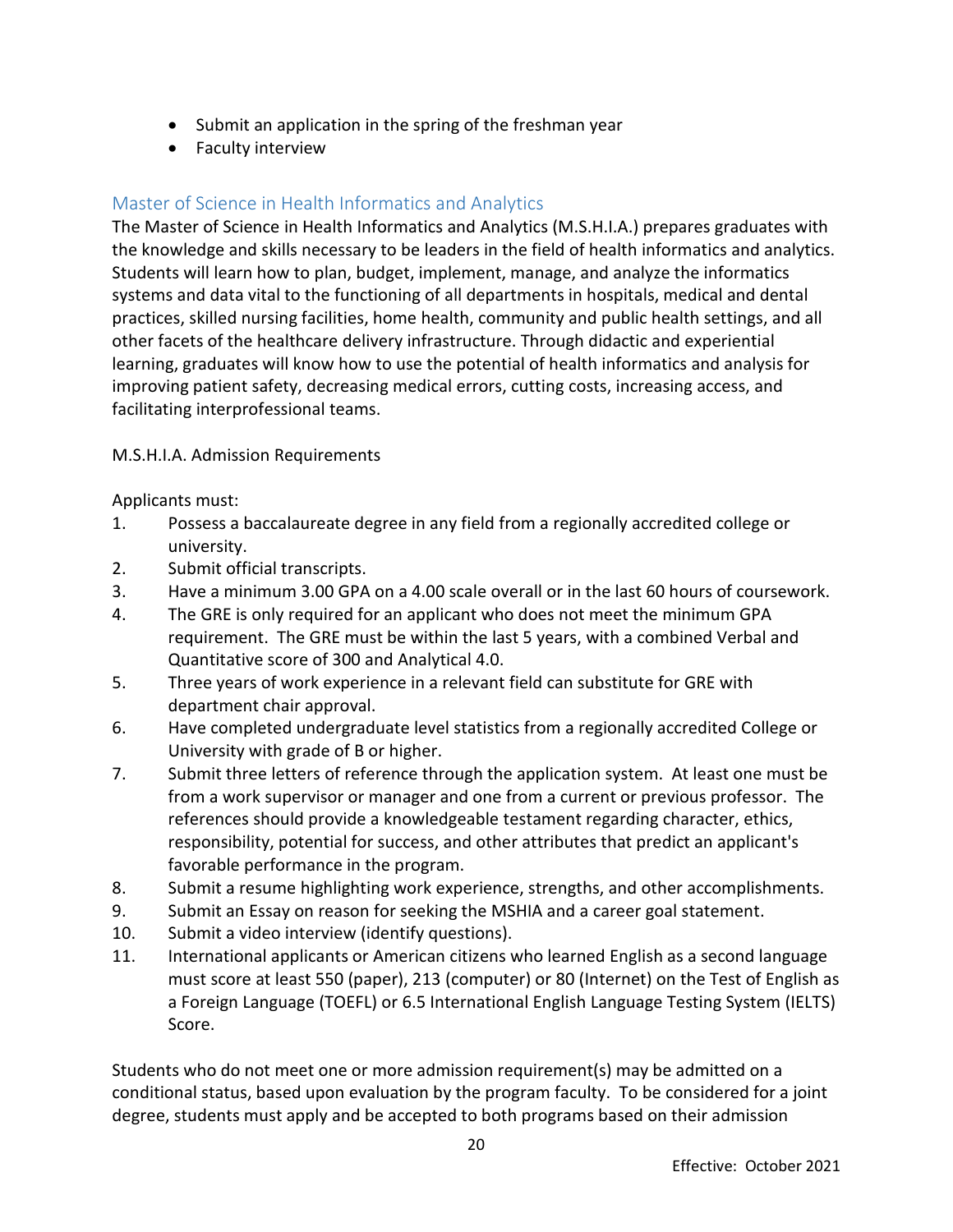- Submit an application in the spring of the freshman year
- Faculty interview

## Master of Science in Health Informatics and Analytics

The Master of Science in Health Informatics and Analytics (M.S.H.I.A.) prepares graduates with the knowledge and skills necessary to be leaders in the field of health informatics and analytics. Students will learn how to plan, budget, implement, manage, and analyze the informatics systems and data vital to the functioning of all departments in hospitals, medical and dental practices, skilled nursing facilities, home health, community and public health settings, and all other facets of the healthcare delivery infrastructure. Through didactic and experiential learning, graduates will know how to use the potential of health informatics and analysis for improving patient safety, decreasing medical errors, cutting costs, increasing access, and facilitating interprofessional teams.

M.S.H.I.A. Admission Requirements

Applicants must:

1. Possess a baccalaureate degree in any field from a regionally accredited college or university.
2. Submit official transcripts.
3. Have a minimum 3.00 GPA on a 4.00 scale overall or in the last 60 hours of coursework.
4. The GRE is only required for an applicant who does not meet the minimum GPA requirement. The GRE must be within the last 5 years, with a combined Verbal and Quantitative score of 300 and Analytical 4.0.
5. Three years of work experience in a relevant field can substitute for GRE with department chair approval.
6. Have completed undergraduate level statistics from a regionally accredited College or University with grade of B or higher.
7. Submit three letters of reference through the application system. At least one must be from a work supervisor or manager and one from a current or previous professor. The references should provide a knowledgeable testament regarding character, ethics, responsibility, potential for success, and other attributes that predict an applicant's favorable performance in the program.
8. Submit a resume highlighting work experience, strengths, and other accomplishments.
9. Submit an Essay on reason for seeking the MSHIA and a career goal statement.
10. Submit a video interview (identify questions).
11. International applicants or American citizens who learned English as a second language must score at least 550 (paper), 213 (computer) or 80 (Internet) on the Test of English as a Foreign Language (TOEFL) or 6.5 International English Language Testing System (IELTS) Score.

Students who do not meet one or more admission requirement(s) may be admitted on a conditional status, based upon evaluation by the program faculty. To be considered for a joint degree, students must apply and be accepted to both programs based on their admission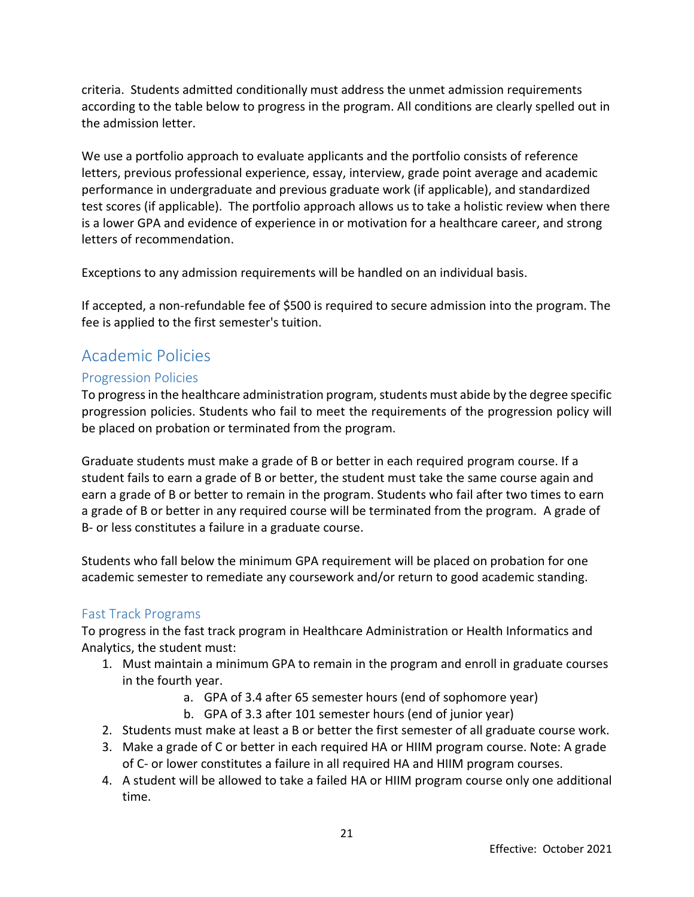criteria. Students admitted conditionally must address the unmet admission requirements according to the table below to progress in the program. All conditions are clearly spelled out in the admission letter.

We use a portfolio approach to evaluate applicants and the portfolio consists of reference letters, previous professional experience, essay, interview, grade point average and academic performance in undergraduate and previous graduate work (if applicable), and standardized test scores (if applicable). The portfolio approach allows us to take a holistic review when there is a lower GPA and evidence of experience in or motivation for a healthcare career, and strong letters of recommendation.

Exceptions to any admission requirements will be handled on an individual basis.

If accepted, a non-refundable fee of $500 is required to secure admission into the program. The fee is applied to the first semester's tuition.

## Academic Policies

### Progression Policies

To progress in the healthcare administration program, students must abide by the degree specific progression policies. Students who fail to meet the requirements of the progression policy will be placed on probation or terminated from the program.

Graduate students must make a grade of B or better in each required program course. If a student fails to earn a grade of B or better, the student must take the same course again and earn a grade of B or better to remain in the program. Students who fail after two times to earn a grade of B or better in any required course will be terminated from the program. A grade of B- or less constitutes a failure in a graduate course.

Students who fall below the minimum GPA requirement will be placed on probation for one academic semester to remediate any coursework and/or return to good academic standing.

### Fast Track Programs

To progress in the fast track program in Healthcare Administration or Health Informatics and Analytics, the student must:

1. Must maintain a minimum GPA to remain in the program and enroll in graduate courses in the fourth year.
    a. GPA of 3.4 after 65 semester hours (end of sophomore year)
    b. GPA of 3.3 after 101 semester hours (end of junior year)
2. Students must make at least a B or better the first semester of all graduate course work.
3. Make a grade of C or better in each required HA or HIIM program course. Note: A grade of C- or lower constitutes a failure in all required HA and HIIM program courses.
4. A student will be allowed to take a failed HA or HIIM program course only one additional time.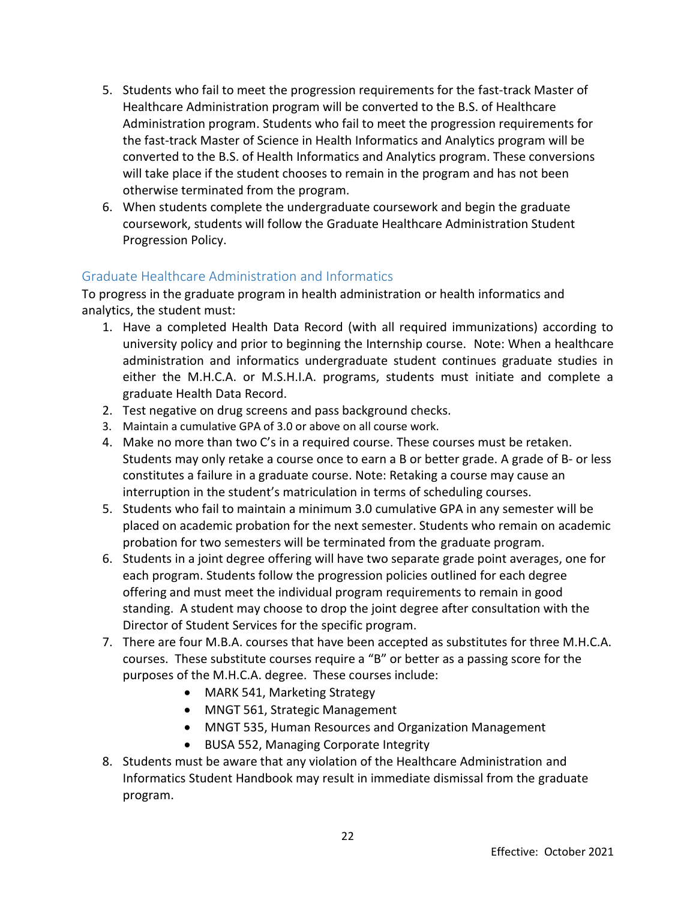5. Students who fail to meet the progression requirements for the fast-track Master of Healthcare Administration program will be converted to the B.S. of Healthcare Administration program. Students who fail to meet the progression requirements for the fast-track Master of Science in Health Informatics and Analytics program will be converted to the B.S. of Health Informatics and Analytics program. These conversions will take place if the student chooses to remain in the program and has not been otherwise terminated from the program.
6. When students complete the undergraduate coursework and begin the graduate coursework, students will follow the Graduate Healthcare Administration Student Progression Policy.

## Graduate Healthcare Administration and Informatics

To progress in the graduate program in health administration or health informatics and analytics, the student must:

1. Have a completed Health Data Record (with all required immunizations) according to university policy and prior to beginning the Internship course. Note: When a healthcare administration and informatics undergraduate student continues graduate studies in either the M.H.C.A. or M.S.H.I.A. programs, students must initiate and complete a graduate Health Data Record.
2. Test negative on drug screens and pass background checks.
3. Maintain a cumulative GPA of 3.0 or above on all course work.
4. Make no more than two C's in a required course. These courses must be retaken. Students may only retake a course once to earn a B or better grade. A grade of B- or less constitutes a failure in a graduate course. Note: Retaking a course may cause an interruption in the student's matriculation in terms of scheduling courses.
5. Students who fail to maintain a minimum 3.0 cumulative GPA in any semester will be placed on academic probation for the next semester. Students who remain on academic probation for two semesters will be terminated from the graduate program.
6. Students in a joint degree offering will have two separate grade point averages, one for each program. Students follow the progression policies outlined for each degree offering and must meet the individual program requirements to remain in good standing. A student may choose to drop the joint degree after consultation with the Director of Student Services for the specific program.
7. There are four M.B.A. courses that have been accepted as substitutes for three M.H.C.A. courses. These substitute courses require a "B" or better as a passing score for the purposes of the M.H.C.A. degree. These courses include:
    - MARK 541, Marketing Strategy
    - MNGT 561, Strategic Management
    - MNGT 535, Human Resources and Organization Management
    - BUSA 552, Managing Corporate Integrity
8. Students must be aware that any violation of the Healthcare Administration and Informatics Student Handbook may result in immediate dismissal from the graduate program.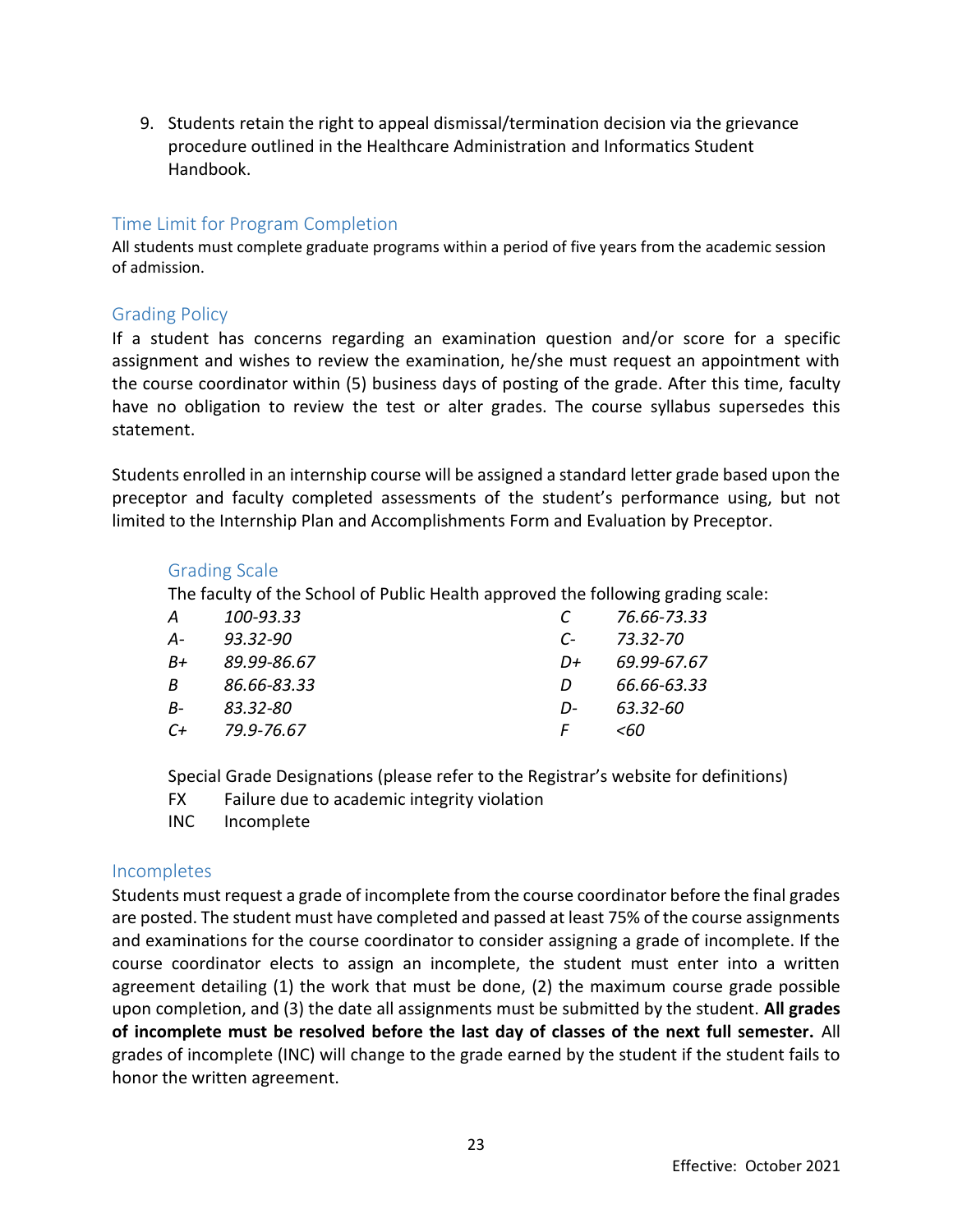9. Students retain the right to appeal dismissal/termination decision via the grievance procedure outlined in the Healthcare Administration and Informatics Student Handbook.

## Time Limit for Program Completion

All students must complete graduate programs within a period of five years from the academic session of admission.

## Grading Policy

If a student has concerns regarding an examination question and/or score for a specific assignment and wishes to review the examination, he/she must request an appointment with the course coordinator within (5) business days of posting of the grade. After this time, faculty have no obligation to review the test or alter grades. The course syllabus supersedes this statement.

Students enrolled in an internship course will be assigned a standard letter grade based upon the preceptor and faculty completed assessments of the student's performance using, but not limited to the Internship Plan and Accomplishments Form and Evaluation by Preceptor.

### Grading Scale

The faculty of the School of Public Health approved the following grading scale:

| Grade | Range | Grade | Range |
|---|---|---|---|
| *A* | *100-93.33* | *C* | *76.66-73.33* |
| *A-* | *93.32-90* | *C-* | *73.32-70* |
| *B+* | *89.99-86.67* | *D+* | *69.99-67.67* |
| *B* | *86.66-83.33* | *D* | *66.66-63.33* |
| *B-* | *83.32-80* | *D-* | *63.32-60* |
| *C+* | *79.9-76.67* | *F* | *<60* |

Special Grade Designations (please refer to the Registrar's website for definitions)

FX Failure due to academic integrity violation

INC Incomplete

## Incompletes

Students must request a grade of incomplete from the course coordinator before the final grades are posted. The student must have completed and passed at least 75% of the course assignments and examinations for the course coordinator to consider assigning a grade of incomplete. If the course coordinator elects to assign an incomplete, the student must enter into a written agreement detailing (1) the work that must be done, (2) the maximum course grade possible upon completion, and (3) the date all assignments must be submitted by the student. **All grades of incomplete must be resolved before the last day of classes of the next full semester.** All grades of incomplete (INC) will change to the grade earned by the student if the student fails to honor the written agreement.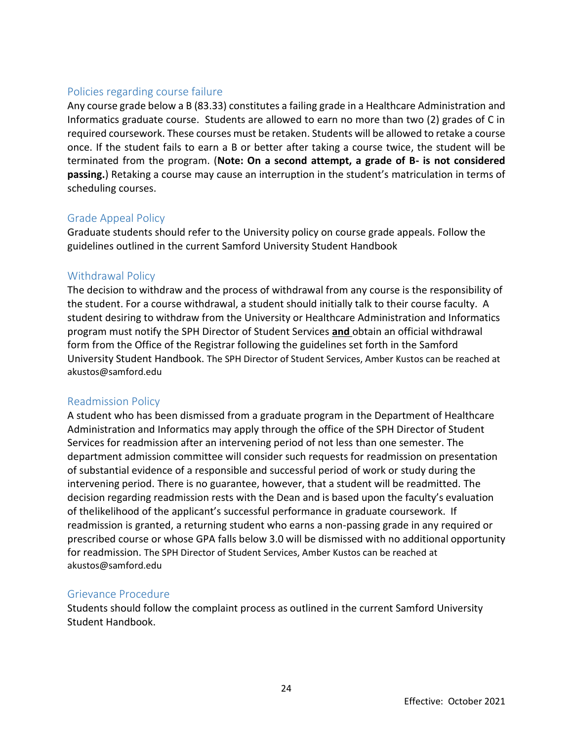## Policies regarding course failure

Any course grade below a B (83.33) constitutes a failing grade in a Healthcare Administration and Informatics graduate course. Students are allowed to earn no more than two (2) grades of C in required coursework. These courses must be retaken. Students will be allowed to retake a course once. If the student fails to earn a B or better after taking a course twice, the student will be terminated from the program. (**Note: On a second attempt, a grade of B- is not considered passing.**) Retaking a course may cause an interruption in the student's matriculation in terms of scheduling courses.

## Grade Appeal Policy

Graduate students should refer to the University policy on course grade appeals. Follow the guidelines outlined in the current Samford University Student Handbook

## Withdrawal Policy

The decision to withdraw and the process of withdrawal from any course is the responsibility of the student. For a course withdrawal, a student should initially talk to their course faculty. A student desiring to withdraw from the University or Healthcare Administration and Informatics program must notify the SPH Director of Student Services **and** obtain an official withdrawal form from the Office of the Registrar following the guidelines set forth in the Samford University Student Handbook. The SPH Director of Student Services, Amber Kustos can be reached at akustos@samford.edu

## Readmission Policy

A student who has been dismissed from a graduate program in the Department of Healthcare Administration and Informatics may apply through the office of the SPH Director of Student Services for readmission after an intervening period of not less than one semester. The department admission committee will consider such requests for readmission on presentation of substantial evidence of a responsible and successful period of work or study during the intervening period. There is no guarantee, however, that a student will be readmitted. The decision regarding readmission rests with the Dean and is based upon the faculty's evaluation of thelikelihood of the applicant's successful performance in graduate coursework. If readmission is granted, a returning student who earns a non-passing grade in any required or prescribed course or whose GPA falls below 3.0 will be dismissed with no additional opportunity for readmission. The SPH Director of Student Services, Amber Kustos can be reached at akustos@samford.edu

## Grievance Procedure

Students should follow the complaint process as outlined in the current Samford University Student Handbook.

Effective: October 2021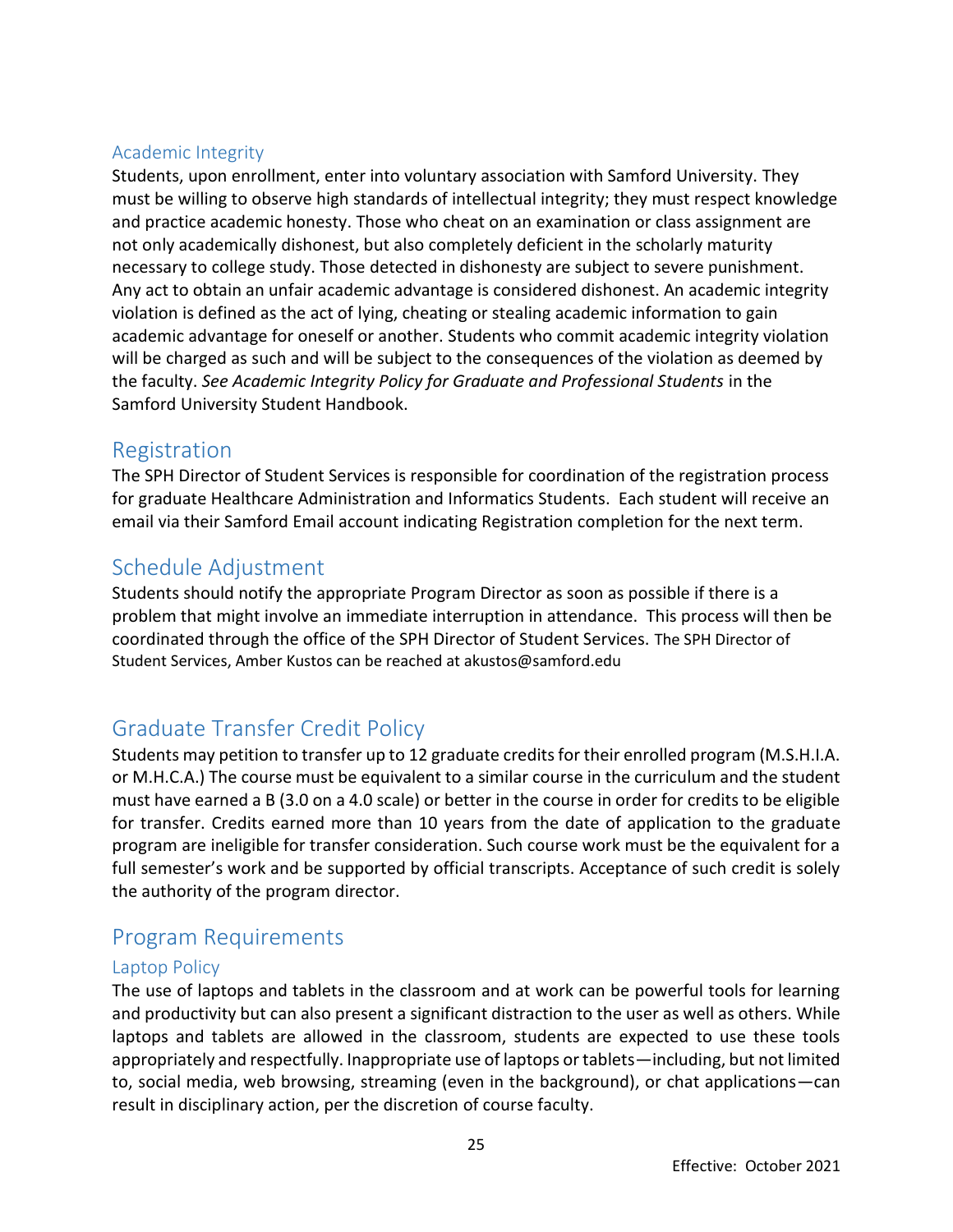### Academic Integrity

Students, upon enrollment, enter into voluntary association with Samford University. They must be willing to observe high standards of intellectual integrity; they must respect knowledge and practice academic honesty. Those who cheat on an examination or class assignment are not only academically dishonest, but also completely deficient in the scholarly maturity necessary to college study. Those detected in dishonesty are subject to severe punishment. Any act to obtain an unfair academic advantage is considered dishonest. An academic integrity violation is defined as the act of lying, cheating or stealing academic information to gain academic advantage for oneself or another. Students who commit academic integrity violation will be charged as such and will be subject to the consequences of the violation as deemed by the faculty. *See Academic Integrity Policy for Graduate and Professional Students* in the Samford University Student Handbook.

## Registration

The SPH Director of Student Services is responsible for coordination of the registration process for graduate Healthcare Administration and Informatics Students. Each student will receive an email via their Samford Email account indicating Registration completion for the next term.

## Schedule Adjustment

Students should notify the appropriate Program Director as soon as possible if there is a problem that might involve an immediate interruption in attendance. This process will then be coordinated through the office of the SPH Director of Student Services. The SPH Director of Student Services, Amber Kustos can be reached at akustos@samford.edu

## Graduate Transfer Credit Policy

Students may petition to transfer up to 12 graduate credits for their enrolled program (M.S.H.I.A. or M.H.C.A.) The course must be equivalent to a similar course in the curriculum and the student must have earned a B (3.0 on a 4.0 scale) or better in the course in order for credits to be eligible for transfer. Credits earned more than 10 years from the date of application to the graduate program are ineligible for transfer consideration. Such course work must be the equivalent for a full semester's work and be supported by official transcripts. Acceptance of such credit is solely the authority of the program director.

## Program Requirements

### Laptop Policy

The use of laptops and tablets in the classroom and at work can be powerful tools for learning and productivity but can also present a significant distraction to the user as well as others. While laptops and tablets are allowed in the classroom, students are expected to use these tools appropriately and respectfully. Inappropriate use of laptops or tablets—including, but not limited to, social media, web browsing, streaming (even in the background), or chat applications—can result in disciplinary action, per the discretion of course faculty.

Effective: October 2021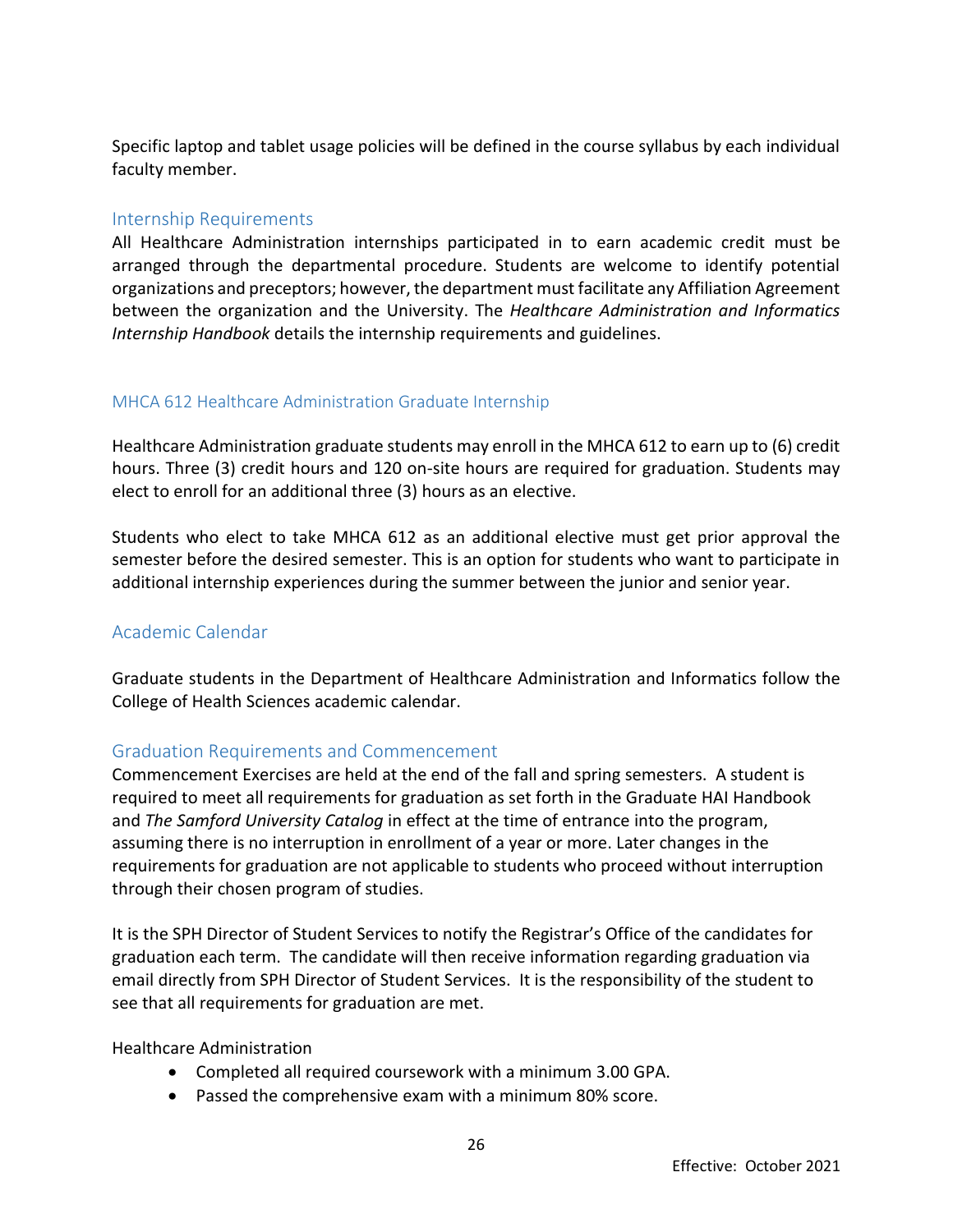Specific laptop and tablet usage policies will be defined in the course syllabus by each individual faculty member.

## Internship Requirements

All Healthcare Administration internships participated in to earn academic credit must be arranged through the departmental procedure. Students are welcome to identify potential organizations and preceptors; however, the department must facilitate any Affiliation Agreement between the organization and the University. The *Healthcare Administration and Informatics Internship Handbook* details the internship requirements and guidelines.

### MHCA 612 Healthcare Administration Graduate Internship

Healthcare Administration graduate students may enroll in the MHCA 612 to earn up to (6) credit hours. Three (3) credit hours and 120 on-site hours are required for graduation. Students may elect to enroll for an additional three (3) hours as an elective.

Students who elect to take MHCA 612 as an additional elective must get prior approval the semester before the desired semester. This is an option for students who want to participate in additional internship experiences during the summer between the junior and senior year.

## Academic Calendar

Graduate students in the Department of Healthcare Administration and Informatics follow the College of Health Sciences academic calendar.

## Graduation Requirements and Commencement

Commencement Exercises are held at the end of the fall and spring semesters. A student is required to meet all requirements for graduation as set forth in the Graduate HAI Handbook and *The Samford University Catalog* in effect at the time of entrance into the program, assuming there is no interruption in enrollment of a year or more. Later changes in the requirements for graduation are not applicable to students who proceed without interruption through their chosen program of studies.

It is the SPH Director of Student Services to notify the Registrar's Office of the candidates for graduation each term. The candidate will then receive information regarding graduation via email directly from SPH Director of Student Services. It is the responsibility of the student to see that all requirements for graduation are met.

Healthcare Administration

- Completed all required coursework with a minimum 3.00 GPA.
- Passed the comprehensive exam with a minimum 80% score.

Effective: October 2021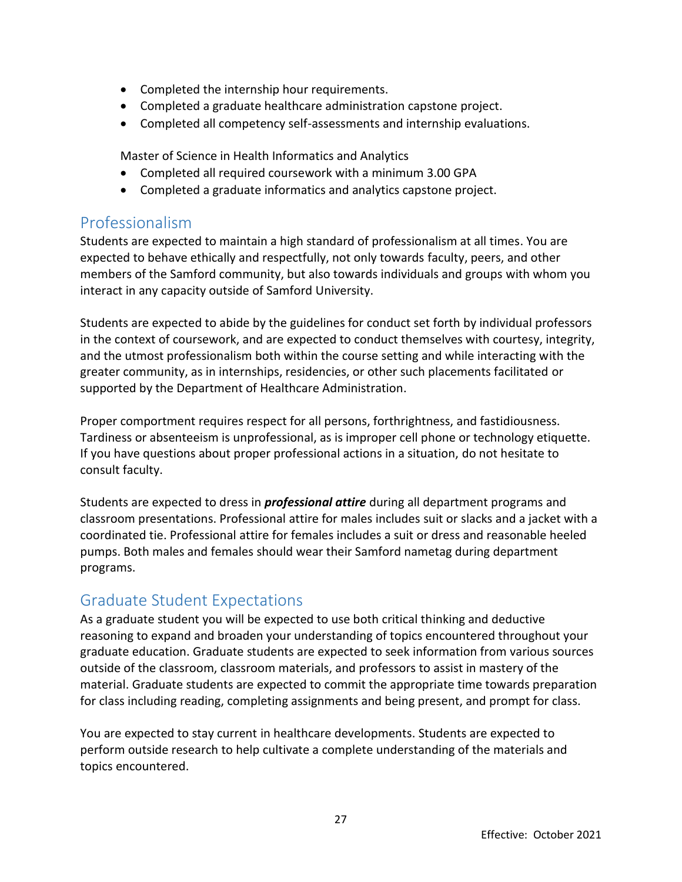- Completed the internship hour requirements.
- Completed a graduate healthcare administration capstone project.
- Completed all competency self-assessments and internship evaluations.

Master of Science in Health Informatics and Analytics

- Completed all required coursework with a minimum 3.00 GPA
- Completed a graduate informatics and analytics capstone project.

## Professionalism

Students are expected to maintain a high standard of professionalism at all times. You are expected to behave ethically and respectfully, not only towards faculty, peers, and other members of the Samford community, but also towards individuals and groups with whom you interact in any capacity outside of Samford University.

Students are expected to abide by the guidelines for conduct set forth by individual professors in the context of coursework, and are expected to conduct themselves with courtesy, integrity, and the utmost professionalism both within the course setting and while interacting with the greater community, as in internships, residencies, or other such placements facilitated or supported by the Department of Healthcare Administration.

Proper comportment requires respect for all persons, forthrightness, and fastidiousness. Tardiness or absenteeism is unprofessional, as is improper cell phone or technology etiquette. If you have questions about proper professional actions in a situation, do not hesitate to consult faculty.

Students are expected to dress in ***professional attire*** during all department programs and classroom presentations. Professional attire for males includes suit or slacks and a jacket with a coordinated tie. Professional attire for females includes a suit or dress and reasonable heeled pumps. Both males and females should wear their Samford nametag during department programs.

## Graduate Student Expectations

As a graduate student you will be expected to use both critical thinking and deductive reasoning to expand and broaden your understanding of topics encountered throughout your graduate education. Graduate students are expected to seek information from various sources outside of the classroom, classroom materials, and professors to assist in mastery of the material. Graduate students are expected to commit the appropriate time towards preparation for class including reading, completing assignments and being present, and prompt for class.

You are expected to stay current in healthcare developments. Students are expected to perform outside research to help cultivate a complete understanding of the materials and topics encountered.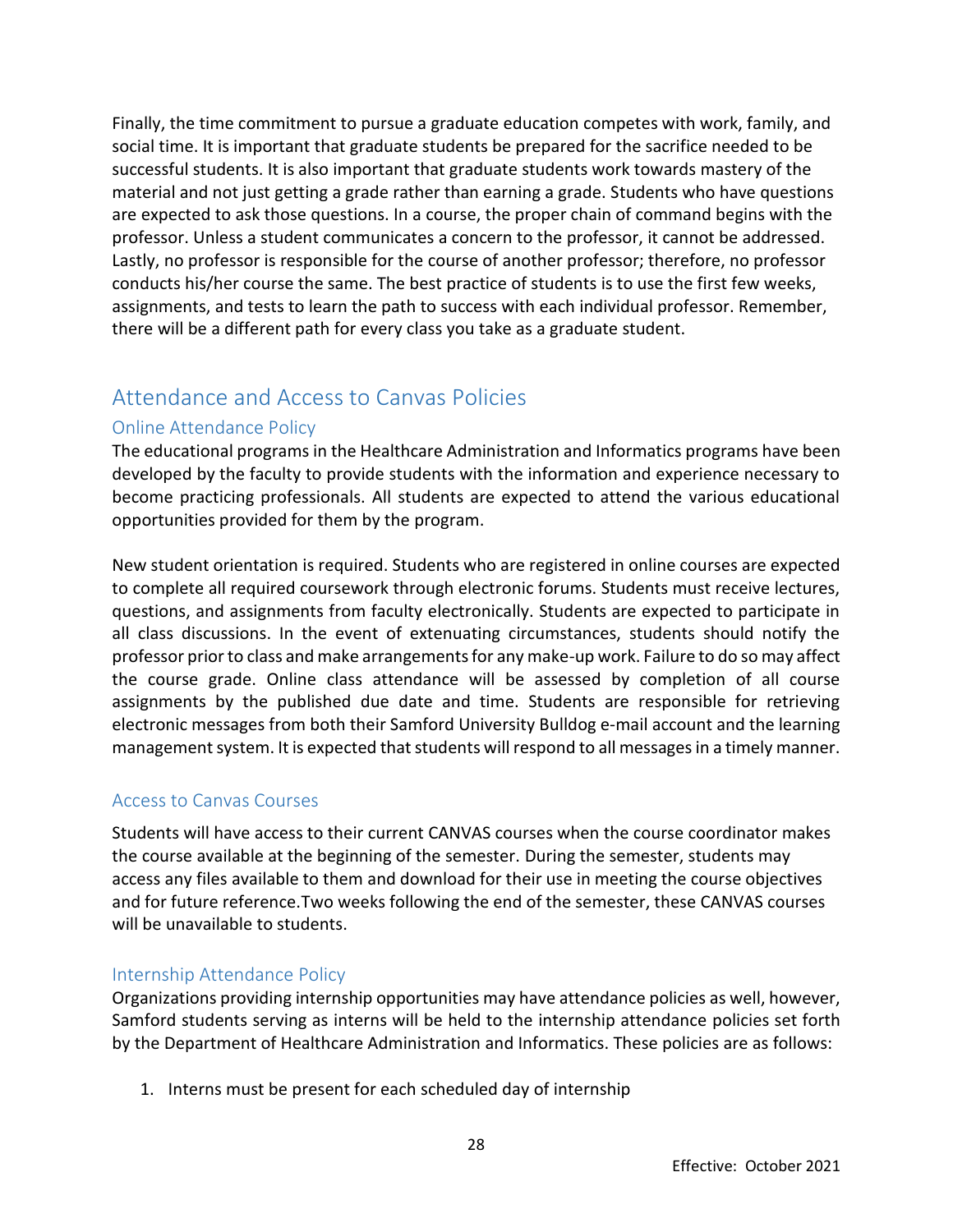Finally, the time commitment to pursue a graduate education competes with work, family, and social time. It is important that graduate students be prepared for the sacrifice needed to be successful students. It is also important that graduate students work towards mastery of the material and not just getting a grade rather than earning a grade. Students who have questions are expected to ask those questions. In a course, the proper chain of command begins with the professor. Unless a student communicates a concern to the professor, it cannot be addressed. Lastly, no professor is responsible for the course of another professor; therefore, no professor conducts his/her course the same. The best practice of students is to use the first few weeks, assignments, and tests to learn the path to success with each individual professor. Remember, there will be a different path for every class you take as a graduate student.

## Attendance and Access to Canvas Policies

### Online Attendance Policy

The educational programs in the Healthcare Administration and Informatics programs have been developed by the faculty to provide students with the information and experience necessary to become practicing professionals. All students are expected to attend the various educational opportunities provided for them by the program.

New student orientation is required. Students who are registered in online courses are expected to complete all required coursework through electronic forums. Students must receive lectures, questions, and assignments from faculty electronically. Students are expected to participate in all class discussions. In the event of extenuating circumstances, students should notify the professor prior to class and make arrangements for any make-up work. Failure to do so may affect the course grade. Online class attendance will be assessed by completion of all course assignments by the published due date and time. Students are responsible for retrieving electronic messages from both their Samford University Bulldog e-mail account and the learning management system. It is expected that students will respond to all messages in a timely manner.

### Access to Canvas Courses

Students will have access to their current CANVAS courses when the course coordinator makes the course available at the beginning of the semester. During the semester, students may access any files available to them and download for their use in meeting the course objectives and for future reference.Two weeks following the end of the semester, these CANVAS courses will be unavailable to students.

### Internship Attendance Policy

Organizations providing internship opportunities may have attendance policies as well, however, Samford students serving as interns will be held to the internship attendance policies set forth by the Department of Healthcare Administration and Informatics. These policies are as follows:

1. Interns must be present for each scheduled day of internship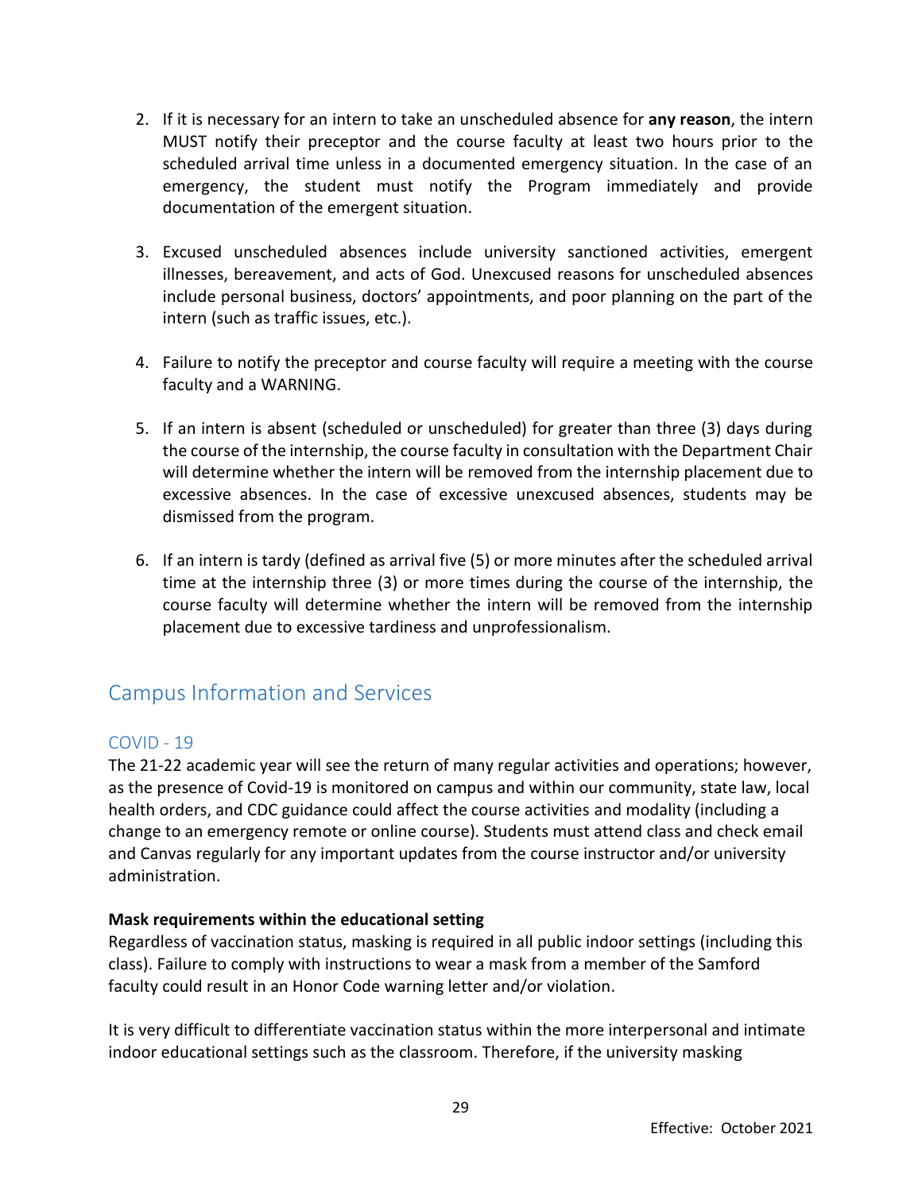2. If it is necessary for an intern to take an unscheduled absence for **any reason**, the intern MUST notify their preceptor and the course faculty at least two hours prior to the scheduled arrival time unless in a documented emergency situation. In the case of an emergency, the student must notify the Program immediately and provide documentation of the emergent situation.

3. Excused unscheduled absences include university sanctioned activities, emergent illnesses, bereavement, and acts of God. Unexcused reasons for unscheduled absences include personal business, doctors' appointments, and poor planning on the part of the intern (such as traffic issues, etc.).

4. Failure to notify the preceptor and course faculty will require a meeting with the course faculty and a WARNING.

5. If an intern is absent (scheduled or unscheduled) for greater than three (3) days during the course of the internship, the course faculty in consultation with the Department Chair will determine whether the intern will be removed from the internship placement due to excessive absences. In the case of excessive unexcused absences, students may be dismissed from the program.

6. If an intern is tardy (defined as arrival five (5) or more minutes after the scheduled arrival time at the internship three (3) or more times during the course of the internship, the course faculty will determine whether the intern will be removed from the internship placement due to excessive tardiness and unprofessionalism.

## Campus Information and Services

### COVID - 19

The 21-22 academic year will see the return of many regular activities and operations; however, as the presence of Covid-19 is monitored on campus and within our community, state law, local health orders, and CDC guidance could affect the course activities and modality (including a change to an emergency remote or online course). Students must attend class and check email and Canvas regularly for any important updates from the course instructor and/or university administration.

**Mask requirements within the educational setting**

Regardless of vaccination status, masking is required in all public indoor settings (including this class). Failure to comply with instructions to wear a mask from a member of the Samford faculty could result in an Honor Code warning letter and/or violation.

It is very difficult to differentiate vaccination status within the more interpersonal and intimate indoor educational settings such as the classroom. Therefore, if the university masking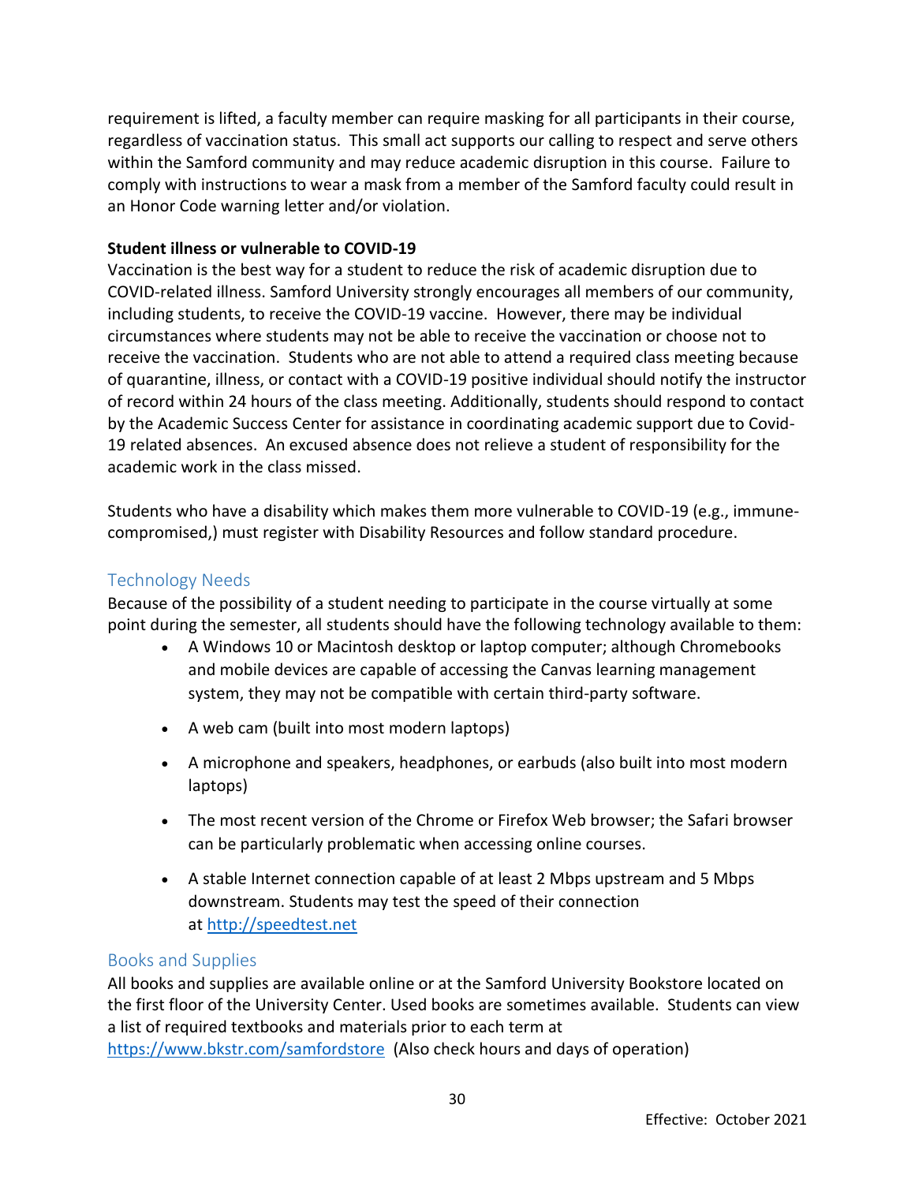requirement is lifted, a faculty member can require masking for all participants in their course, regardless of vaccination status. This small act supports our calling to respect and serve others within the Samford community and may reduce academic disruption in this course. Failure to comply with instructions to wear a mask from a member of the Samford faculty could result in an Honor Code warning letter and/or violation.

**Student illness or vulnerable to COVID-19**

Vaccination is the best way for a student to reduce the risk of academic disruption due to COVID-related illness. Samford University strongly encourages all members of our community, including students, to receive the COVID-19 vaccine. However, there may be individual circumstances where students may not be able to receive the vaccination or choose not to receive the vaccination. Students who are not able to attend a required class meeting because of quarantine, illness, or contact with a COVID-19 positive individual should notify the instructor of record within 24 hours of the class meeting. Additionally, students should respond to contact by the Academic Success Center for assistance in coordinating academic support due to Covid-19 related absences. An excused absence does not relieve a student of responsibility for the academic work in the class missed.

Students who have a disability which makes them more vulnerable to COVID-19 (e.g., immune-compromised,) must register with Disability Resources and follow standard procedure.

## Technology Needs

Because of the possibility of a student needing to participate in the course virtually at some point during the semester, all students should have the following technology available to them:

- A Windows 10 or Macintosh desktop or laptop computer; although Chromebooks and mobile devices are capable of accessing the Canvas learning management system, they may not be compatible with certain third-party software.
- A web cam (built into most modern laptops)
- A microphone and speakers, headphones, or earbuds (also built into most modern laptops)
- The most recent version of the Chrome or Firefox Web browser; the Safari browser can be particularly problematic when accessing online courses.
- A stable Internet connection capable of at least 2 Mbps upstream and 5 Mbps downstream. Students may test the speed of their connection at http://speedtest.net

## Books and Supplies

All books and supplies are available online or at the Samford University Bookstore located on the first floor of the University Center. Used books are sometimes available. Students can view a list of required textbooks and materials prior to each term at https://www.bkstr.com/samfordstore (Also check hours and days of operation)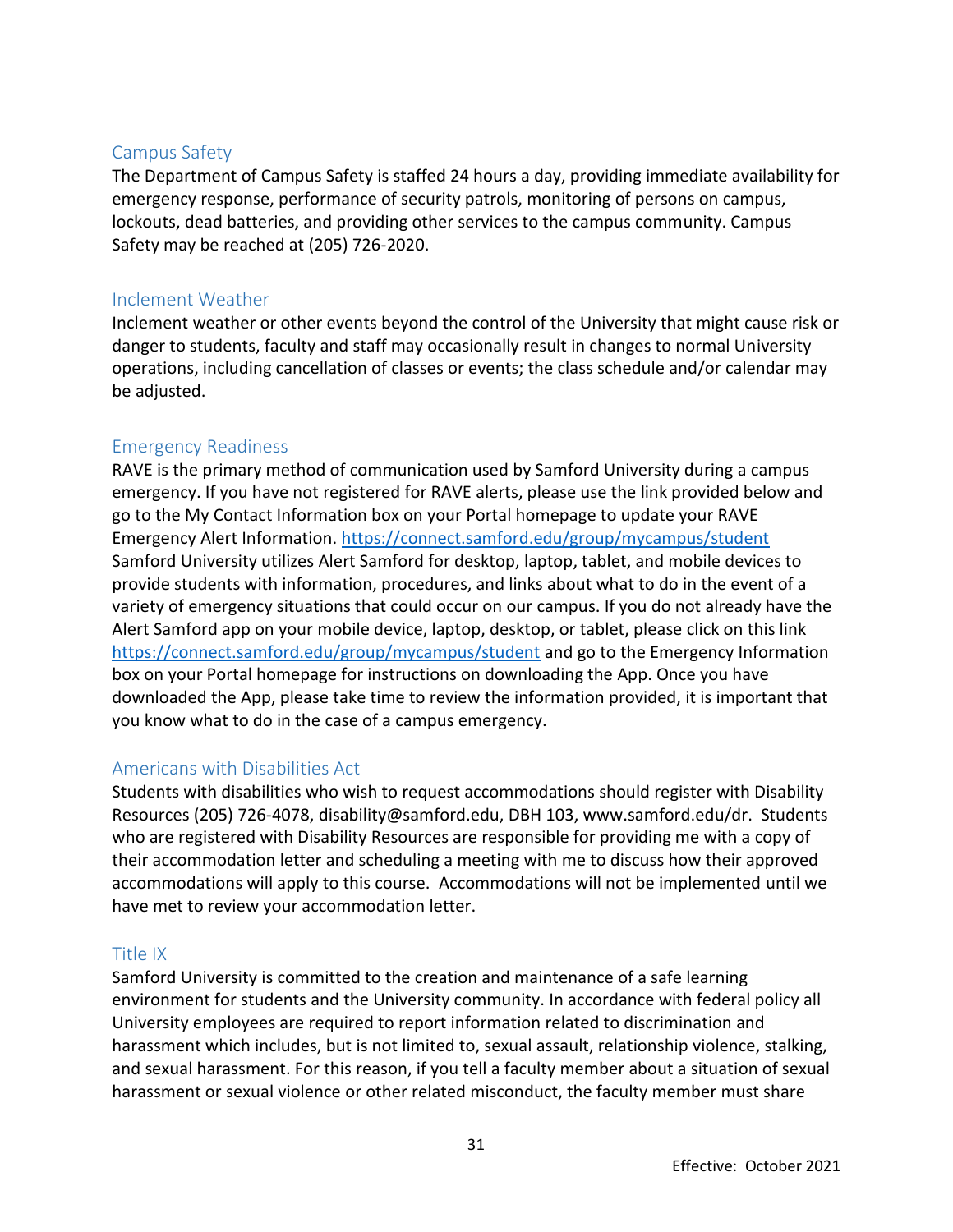## Campus Safety

The Department of Campus Safety is staffed 24 hours a day, providing immediate availability for emergency response, performance of security patrols, monitoring of persons on campus, lockouts, dead batteries, and providing other services to the campus community. Campus Safety may be reached at (205) 726-2020.

## Inclement Weather

Inclement weather or other events beyond the control of the University that might cause risk or danger to students, faculty and staff may occasionally result in changes to normal University operations, including cancellation of classes or events; the class schedule and/or calendar may be adjusted.

## Emergency Readiness

RAVE is the primary method of communication used by Samford University during a campus emergency. If you have not registered for RAVE alerts, please use the link provided below and go to the My Contact Information box on your Portal homepage to update your RAVE Emergency Alert Information. [https://connect.samford.edu/group/mycampus/student](https://connect.samford.edu/group/mycampus/student)
Samford University utilizes Alert Samford for desktop, laptop, tablet, and mobile devices to provide students with information, procedures, and links about what to do in the event of a variety of emergency situations that could occur on our campus. If you do not already have the Alert Samford app on your mobile device, laptop, desktop, or tablet, please click on this link [https://connect.samford.edu/group/mycampus/student](https://connect.samford.edu/group/mycampus/student) and go to the Emergency Information box on your Portal homepage for instructions on downloading the App. Once you have downloaded the App, please take time to review the information provided, it is important that you know what to do in the case of a campus emergency.

## Americans with Disabilities Act

Students with disabilities who wish to request accommodations should register with Disability Resources (205) 726-4078, disability@samford.edu, DBH 103, www.samford.edu/dr. Students who are registered with Disability Resources are responsible for providing me with a copy of their accommodation letter and scheduling a meeting with me to discuss how their approved accommodations will apply to this course. Accommodations will not be implemented until we have met to review your accommodation letter.

## Title IX

Samford University is committed to the creation and maintenance of a safe learning environment for students and the University community. In accordance with federal policy all University employees are required to report information related to discrimination and harassment which includes, but is not limited to, sexual assault, relationship violence, stalking, and sexual harassment. For this reason, if you tell a faculty member about a situation of sexual harassment or sexual violence or other related misconduct, the faculty member must share

Effective: October 2021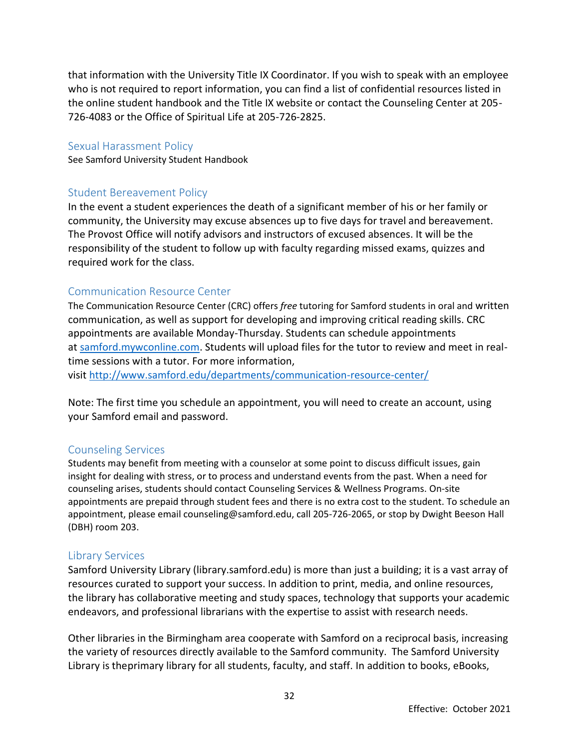that information with the University Title IX Coordinator. If you wish to speak with an employee who is not required to report information, you can find a list of confidential resources listed in the online student handbook and the Title IX website or contact the Counseling Center at 205-726-4083 or the Office of Spiritual Life at 205-726-2825.

## Sexual Harassment Policy

See Samford University Student Handbook

## Student Bereavement Policy

In the event a student experiences the death of a significant member of his or her family or community, the University may excuse absences up to five days for travel and bereavement. The Provost Office will notify advisors and instructors of excused absences. It will be the responsibility of the student to follow up with faculty regarding missed exams, quizzes and required work for the class.

## Communication Resource Center

The Communication Resource Center (CRC) offers *free* tutoring for Samford students in oral and written communication, as well as support for developing and improving critical reading skills. CRC appointments are available Monday-Thursday. Students can schedule appointments at [samford.mywconline.com](samford.mywconline.com). Students will upload files for the tutor to review and meet in real-time sessions with a tutor. For more information, visit [http://www.samford.edu/departments/communication-resource-center/](http://www.samford.edu/departments/communication-resource-center/)

Note: The first time you schedule an appointment, you will need to create an account, using your Samford email and password.

## Counseling Services

Students may benefit from meeting with a counselor at some point to discuss difficult issues, gain insight for dealing with stress, or to process and understand events from the past. When a need for counseling arises, students should contact Counseling Services & Wellness Programs. On-site appointments are prepaid through student fees and there is no extra cost to the student. To schedule an appointment, please email counseling@samford.edu, call 205-726-2065, or stop by Dwight Beeson Hall (DBH) room 203.

## Library Services

Samford University Library (library.samford.edu) is more than just a building; it is a vast array of resources curated to support your success. In addition to print, media, and online resources, the library has collaborative meeting and study spaces, technology that supports your academic endeavors, and professional librarians with the expertise to assist with research needs.

Other libraries in the Birmingham area cooperate with Samford on a reciprocal basis, increasing the variety of resources directly available to the Samford community. The Samford University Library is theprimary library for all students, faculty, and staff. In addition to books, eBooks,

Effective: October 2021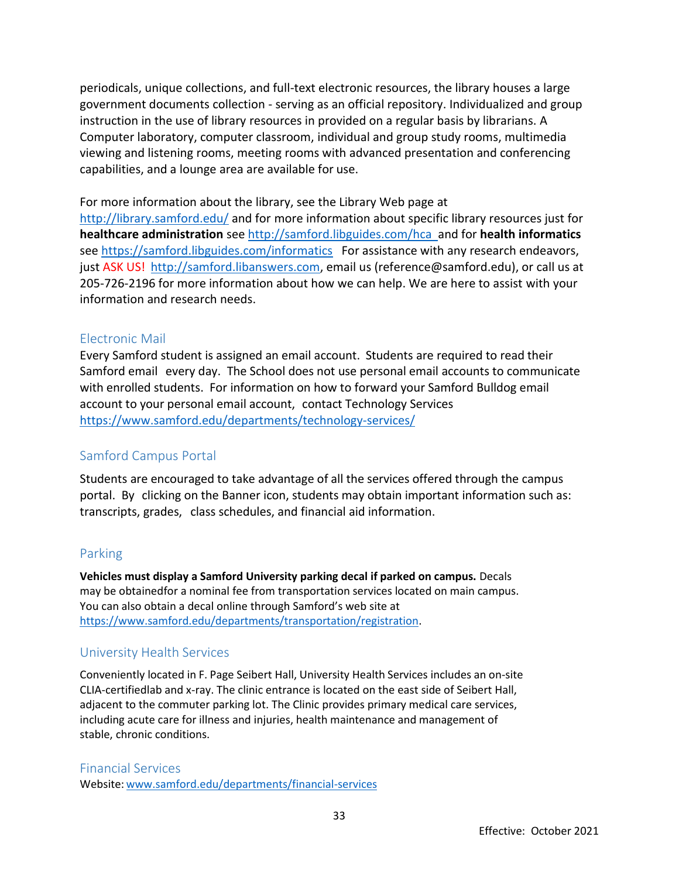periodicals, unique collections, and full-text electronic resources, the library houses a large government documents collection - serving as an official repository. Individualized and group instruction in the use of library resources in provided on a regular basis by librarians. A Computer laboratory, computer classroom, individual and group study rooms, multimedia viewing and listening rooms, meeting rooms with advanced presentation and conferencing capabilities, and a lounge area are available for use.

For more information about the library, see the Library Web page at http://library.samford.edu/ and for more information about specific library resources just for **healthcare administration** see http://samford.libguides.com/hca and for **health informatics** see https://samford.libguides.com/informatics For assistance with any research endeavors, just ASK US! http://samford.libanswers.com, email us (reference@samford.edu), or call us at 205-726-2196 for more information about how we can help. We are here to assist with your information and research needs.

## Electronic Mail

Every Samford student is assigned an email account. Students are required to read their Samford email every day. The School does not use personal email accounts to communicate with enrolled students. For information on how to forward your Samford Bulldog email account to your personal email account, contact Technology Services https://www.samford.edu/departments/technology-services/

## Samford Campus Portal

Students are encouraged to take advantage of all the services offered through the campus portal. By clicking on the Banner icon, students may obtain important information such as: transcripts, grades, class schedules, and financial aid information.

## Parking

**Vehicles must display a Samford University parking decal if parked on campus.** Decals may be obtainedfor a nominal fee from transportation services located on main campus. You can also obtain a decal online through Samford's web site at https://www.samford.edu/departments/transportation/registration.

## University Health Services

Conveniently located in F. Page Seibert Hall, University Health Services includes an on-site CLIA-certifiedlab and x-ray. The clinic entrance is located on the east side of Seibert Hall, adjacent to the commuter parking lot. The Clinic provides primary medical care services, including acute care for illness and injuries, health maintenance and management of stable, chronic conditions.

## Financial Services

Website: www.samford.edu/departments/financial-services

Effective: October 2021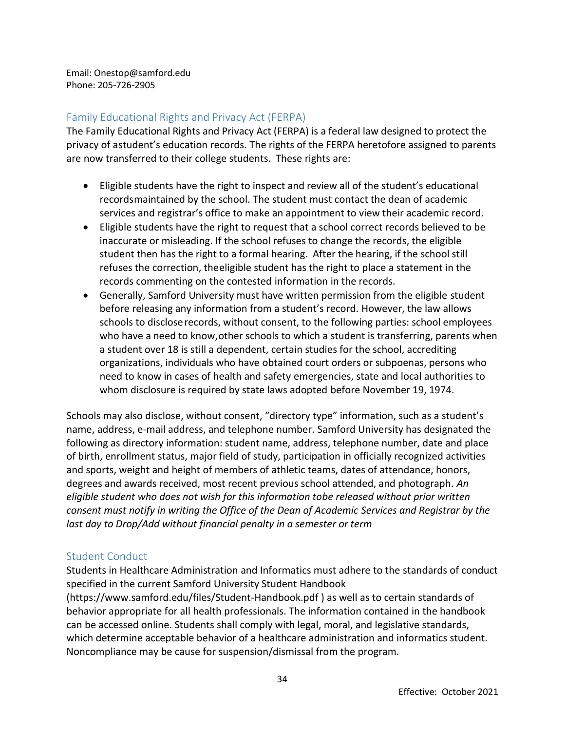Email: Onestop@samford.edu
Phone: 205-726-2905

## Family Educational Rights and Privacy Act (FERPA)

The Family Educational Rights and Privacy Act (FERPA) is a federal law designed to protect the privacy of astudent's education records. The rights of the FERPA heretofore assigned to parents are now transferred to their college students. These rights are:

- Eligible students have the right to inspect and review all of the student's educational recordsmaintained by the school. The student must contact the dean of academic services and registrar's office to make an appointment to view their academic record.
- Eligible students have the right to request that a school correct records believed to be inaccurate or misleading. If the school refuses to change the records, the eligible student then has the right to a formal hearing. After the hearing, if the school still refuses the correction, theeligible student has the right to place a statement in the records commenting on the contested information in the records.
- Generally, Samford University must have written permission from the eligible student before releasing any information from a student's record. However, the law allows schools to disclose records, without consent, to the following parties: school employees who have a need to know, other schools to which a student is transferring, parents when a student over 18 is still a dependent, certain studies for the school, accrediting organizations, individuals who have obtained court orders or subpoenas, persons who need to know in cases of health and safety emergencies, state and local authorities to whom disclosure is required by state laws adopted before November 19, 1974.

Schools may also disclose, without consent, "directory type" information, such as a student's name, address, e-mail address, and telephone number. Samford University has designated the following as directory information: student name, address, telephone number, date and place of birth, enrollment status, major field of study, participation in officially recognized activities and sports, weight and height of members of athletic teams, dates of attendance, honors, degrees and awards received, most recent previous school attended, and photograph. *An eligible student who does not wish for this information tobe released without prior written consent must notify in writing the Office of the Dean of Academic Services and Registrar by the last day to Drop/Add without financial penalty in a semester or term*

## Student Conduct

Students in Healthcare Administration and Informatics must adhere to the standards of conduct specified in the current Samford University Student Handbook (https://www.samford.edu/files/Student-Handbook.pdf ) as well as to certain standards of behavior appropriate for all health professionals. The information contained in the handbook can be accessed online. Students shall comply with legal, moral, and legislative standards, which determine acceptable behavior of a healthcare administration and informatics student. Noncompliance may be cause for suspension/dismissal from the program.

Effective: October 2021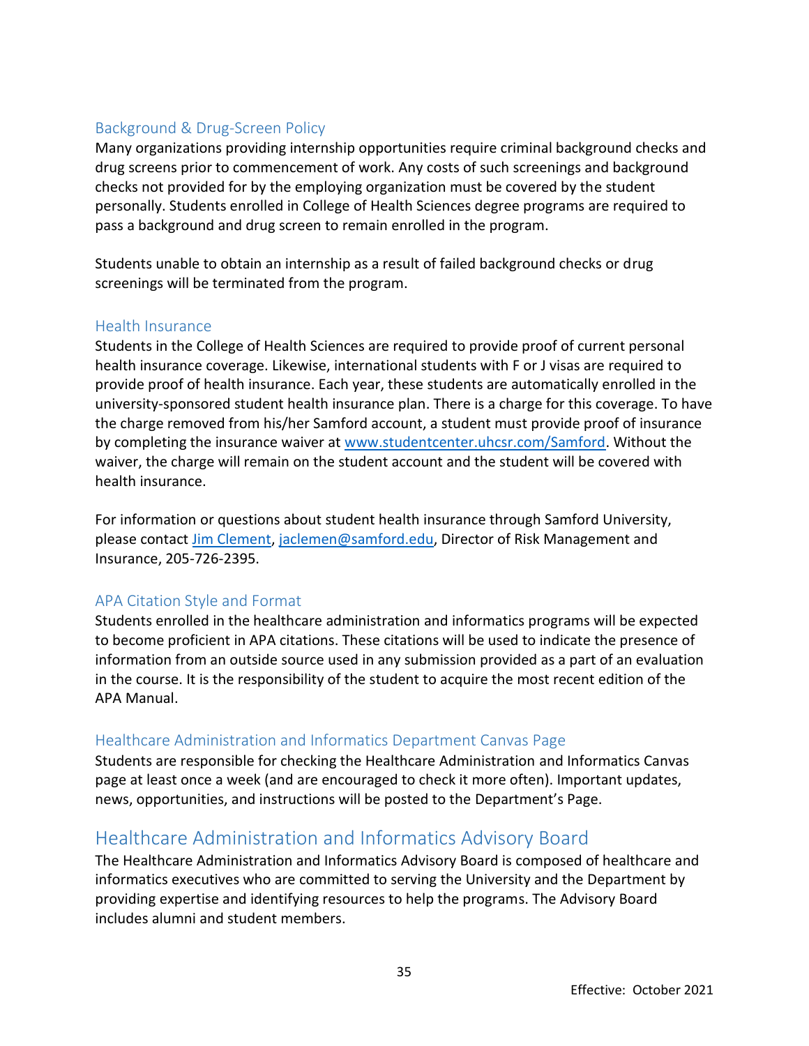### Background & Drug-Screen Policy

Many organizations providing internship opportunities require criminal background checks and drug screens prior to commencement of work. Any costs of such screenings and background checks not provided for by the employing organization must be covered by the student personally. Students enrolled in College of Health Sciences degree programs are required to pass a background and drug screen to remain enrolled in the program.

Students unable to obtain an internship as a result of failed background checks or drug screenings will be terminated from the program.

### Health Insurance

Students in the College of Health Sciences are required to provide proof of current personal health insurance coverage. Likewise, international students with F or J visas are required to provide proof of health insurance. Each year, these students are automatically enrolled in the university-sponsored student health insurance plan. There is a charge for this coverage. To have the charge removed from his/her Samford account, a student must provide proof of insurance by completing the insurance waiver at [www.studentcenter.uhcsr.com/Samford](www.studentcenter.uhcsr.com/Samford). Without the waiver, the charge will remain on the student account and the student will be covered with health insurance.

For information or questions about student health insurance through Samford University, please contact Jim Clement, [jaclemen@samford.edu](mailto:jaclemen@samford.edu), Director of Risk Management and Insurance, 205-726-2395.

### APA Citation Style and Format

Students enrolled in the healthcare administration and informatics programs will be expected to become proficient in APA citations. These citations will be used to indicate the presence of information from an outside source used in any submission provided as a part of an evaluation in the course. It is the responsibility of the student to acquire the most recent edition of the APA Manual.

### Healthcare Administration and Informatics Department Canvas Page

Students are responsible for checking the Healthcare Administration and Informatics Canvas page at least once a week (and are encouraged to check it more often). Important updates, news, opportunities, and instructions will be posted to the Department's Page.

## Healthcare Administration and Informatics Advisory Board

The Healthcare Administration and Informatics Advisory Board is composed of healthcare and informatics executives who are committed to serving the University and the Department by providing expertise and identifying resources to help the programs. The Advisory Board includes alumni and student members.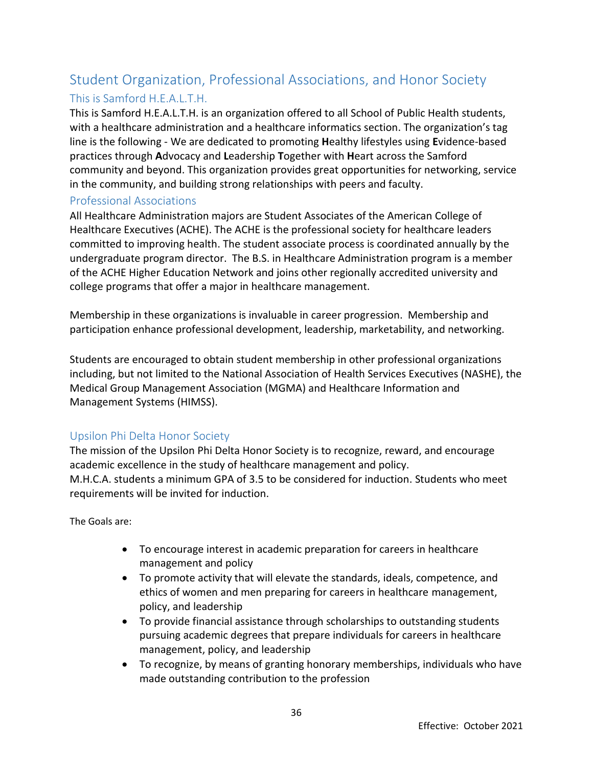# Student Organization, Professional Associations, and Honor Society

## This is Samford H.E.A.L.T.H.

This is Samford H.E.A.L.T.H. is an organization offered to all School of Public Health students, with a healthcare administration and a healthcare informatics section. The organization's tag line is the following - We are dedicated to promoting **H**ealthy lifestyles using **E**vidence-based practices through **A**dvocacy and **L**eadership **T**ogether with **H**eart across the Samford community and beyond. This organization provides great opportunities for networking, service in the community, and building strong relationships with peers and faculty.

## Professional Associations

All Healthcare Administration majors are Student Associates of the American College of Healthcare Executives (ACHE). The ACHE is the professional society for healthcare leaders committed to improving health. The student associate process is coordinated annually by the undergraduate program director. The B.S. in Healthcare Administration program is a member of the ACHE Higher Education Network and joins other regionally accredited university and college programs that offer a major in healthcare management.

Membership in these organizations is invaluable in career progression. Membership and participation enhance professional development, leadership, marketability, and networking.

Students are encouraged to obtain student membership in other professional organizations including, but not limited to the National Association of Health Services Executives (NASHE), the Medical Group Management Association (MGMA) and Healthcare Information and Management Systems (HIMSS).

## Upsilon Phi Delta Honor Society

The mission of the Upsilon Phi Delta Honor Society is to recognize, reward, and encourage academic excellence in the study of healthcare management and policy.
M.H.C.A. students a minimum GPA of 3.5 to be considered for induction. Students who meet requirements will be invited for induction.

The Goals are:

- To encourage interest in academic preparation for careers in healthcare management and policy
- To promote activity that will elevate the standards, ideals, competence, and ethics of women and men preparing for careers in healthcare management, policy, and leadership
- To provide financial assistance through scholarships to outstanding students pursuing academic degrees that prepare individuals for careers in healthcare management, policy, and leadership
- To recognize, by means of granting honorary memberships, individuals who have made outstanding contribution to the profession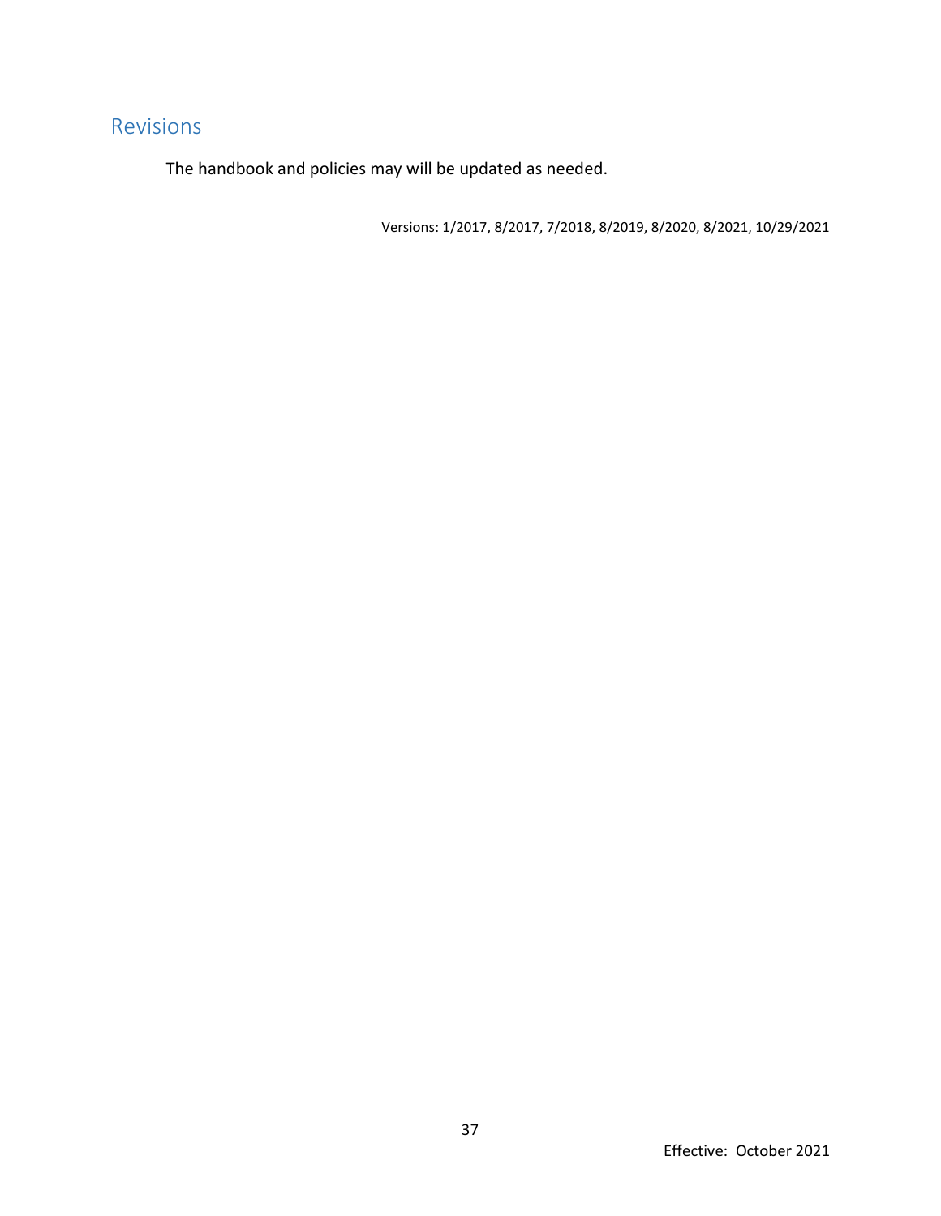## Revisions

The handbook and policies may will be updated as needed.

Versions: 1/2017, 8/2017, 7/2018, 8/2019, 8/2020, 8/2021, 10/29/2021